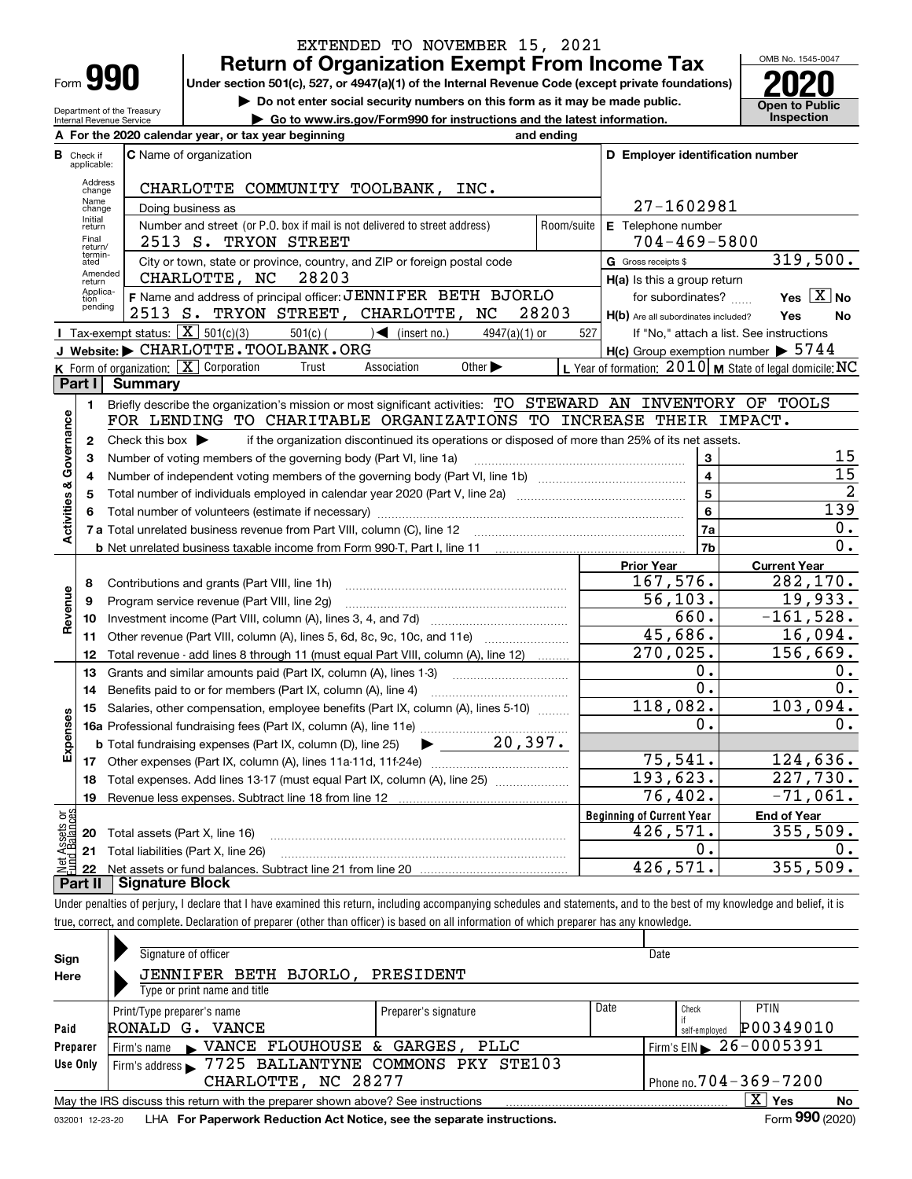EXTENDED TO NOVEMBER 15, 2021

# Form 990 — Return of Organization Exempt From Income Tax

**Under section 501(c), 527, or 4947(a)(1) of the Internal Revenue Code (except private foundations)**

▶ Do not enter social security numbers on this form as it may be made public.

▶ Go to www.irs.gov/Form990 for instructions and the latest information.

Department of the Treasury
Internal Revenue Service

OMB No. 1545-0047

**2020**

**Open to Public Inspection**

**A** For the 2020 calendar year, or tax year beginning and ending

**B** Check if applicable: Address change, Name change, Initial return, Final return/terminated, Amended return, Application pending

**C** Name of organization: CHARLOTTE COMMUNITY TOOLBANK, INC.

Doing business as

Number and street (or P.O. box if mail is not delivered to street address) Room/suite: 2513 S. TRYON STREET

City or town, state or province, country, and ZIP or foreign postal code: CHARLOTTE, NC 28203

**D** Employer identification number: 27-1602981

**E** Telephone number: 704-469-5800

**G** Gross receipts $ 319,500.

**F** Name and address of principal officer: JENNIFER BETH BJORLO, 2513 S. TRYON STREET, CHARLOTTE, NC 28203

**H(a)** Is this a group return for subordinates? Yes [X] No

**H(b)** Are all subordinates included? Yes No — If "No," attach a list. See instructions

**I** Tax-exempt status: [X] 501(c)(3) 501(c) ( ) ◀ (insert no.) 4947(a)(1) or 527

**J** Website: ▶ CHARLOTTE.TOOLBANK.ORG

**H(c)** Group exemption number ▶ 5744

**K** Form of organization: [X] Corporation Trust Association Other ▶

**L** Year of formation: 2010 **M** State of legal domicile: NC

## Part I Summary

**Activities & Governance**

1 Briefly describe the organization's mission or most significant activities: TO STEWARD AN INVENTORY OF TOOLS FOR LENDING TO CHARITABLE ORGANIZATIONS TO INCREASE THEIR IMPACT.

2 Check this box ▶ if the organization discontinued its operations or disposed of more than 25% of its net assets.

| | | | |
|---|---|---|---|
| 3 | Number of voting members of the governing body (Part VI, line 1a) | 3 | 15 |
| 4 | Number of independent voting members of the governing body (Part VI, line 1b) | 4 | 15 |
| 5 | Total number of individuals employed in calendar year 2020 (Part V, line 2a) | 5 | 2 |
| 6 | Total number of volunteers (estimate if necessary) | 6 | 139 |
| 7a | Total unrelated business revenue from Part VIII, column (C), line 12 | 7a | 0. |
| b | Net unrelated business taxable income from Form 990-T, Part I, line 11 | 7b | 0. |

**Revenue**

| | | Prior Year | Current Year |
|---|---|---|---|
| 8 | Contributions and grants (Part VIII, line 1h) | 167,576. | 282,170. |
| 9 | Program service revenue (Part VIII, line 2g) | 56,103. | 19,933. |
| 10 | Investment income (Part VIII, column (A), lines 3, 4, and 7d) | 660. | -161,528. |
| 11 | Other revenue (Part VIII, column (A), lines 5, 6d, 8c, 9c, 10c, and 11e) | 45,686. | 16,094. |
| 12 | Total revenue - add lines 8 through 11 (must equal Part VIII, column (A), line 12) | 270,025. | 156,669. |

**Expenses**

| | | Prior Year | Current Year |
|---|---|---|---|
| 13 | Grants and similar amounts paid (Part IX, column (A), lines 1-3) | 0. | 0. |
| 14 | Benefits paid to or for members (Part IX, column (A), line 4) | 0. | 0. |
| 15 | Salaries, other compensation, employee benefits (Part IX, column (A), lines 5-10) | 118,082. | 103,094. |
| 16a | Professional fundraising fees (Part IX, column (A), line 11e) | 0. | 0. |
| b | Total fundraising expenses (Part IX, column (D), line 25) ▶ 20,397. | | |
| 17 | Other expenses (Part IX, column (A), lines 11a-11d, 11f-24e) | 75,541. | 124,636. |
| 18 | Total expenses. Add lines 13-17 (must equal Part IX, column (A), line 25) | 193,623. | 227,730. |
| 19 | Revenue less expenses. Subtract line 18 from line 12 | 76,402. | -71,061. |

**Net Assets or Fund Balances**

| | | Beginning of Current Year | End of Year |
|---|---|---|---|
| 20 | Total assets (Part X, line 16) | 426,571. | 355,509. |
| 21 | Total liabilities (Part X, line 26) | 0. | 0. |
| 22 | Net assets or fund balances. Subtract line 21 from line 20 | 426,571. | 355,509. |

## Part II Signature Block

Under penalties of perjury, I declare that I have examined this return, including accompanying schedules and statements, and to the best of my knowledge and belief, it is true, correct, and complete. Declaration of preparer (other than officer) is based on all information of which preparer has any knowledge.

**Sign Here**

Signature of officer — Date

JENNIFER BETH BJORLO, PRESIDENT
Type or print name and title

**Paid Preparer Use Only**

| Print/Type preparer's name | Preparer's signature | Date | Check if self-employed | PTIN |
|---|---|---|---|---|
| RONALD G. VANCE | | | | P00349010 |

Firm's name ▶ VANCE FLOUHOUSE & GARGES, PLLC — Firm's EIN ▶ 26-0005391

Firm's address ▶ 7725 BALLANTYNE COMMONS PKY STE103, CHARLOTTE, NC 28277 — Phone no. 704-369-7200

May the IRS discuss this return with the preparer shown above? See instructions [X] Yes No

032001 12-23-20 LHA For Paperwork Reduction Act Notice, see the separate instructions. Form **990** (2020)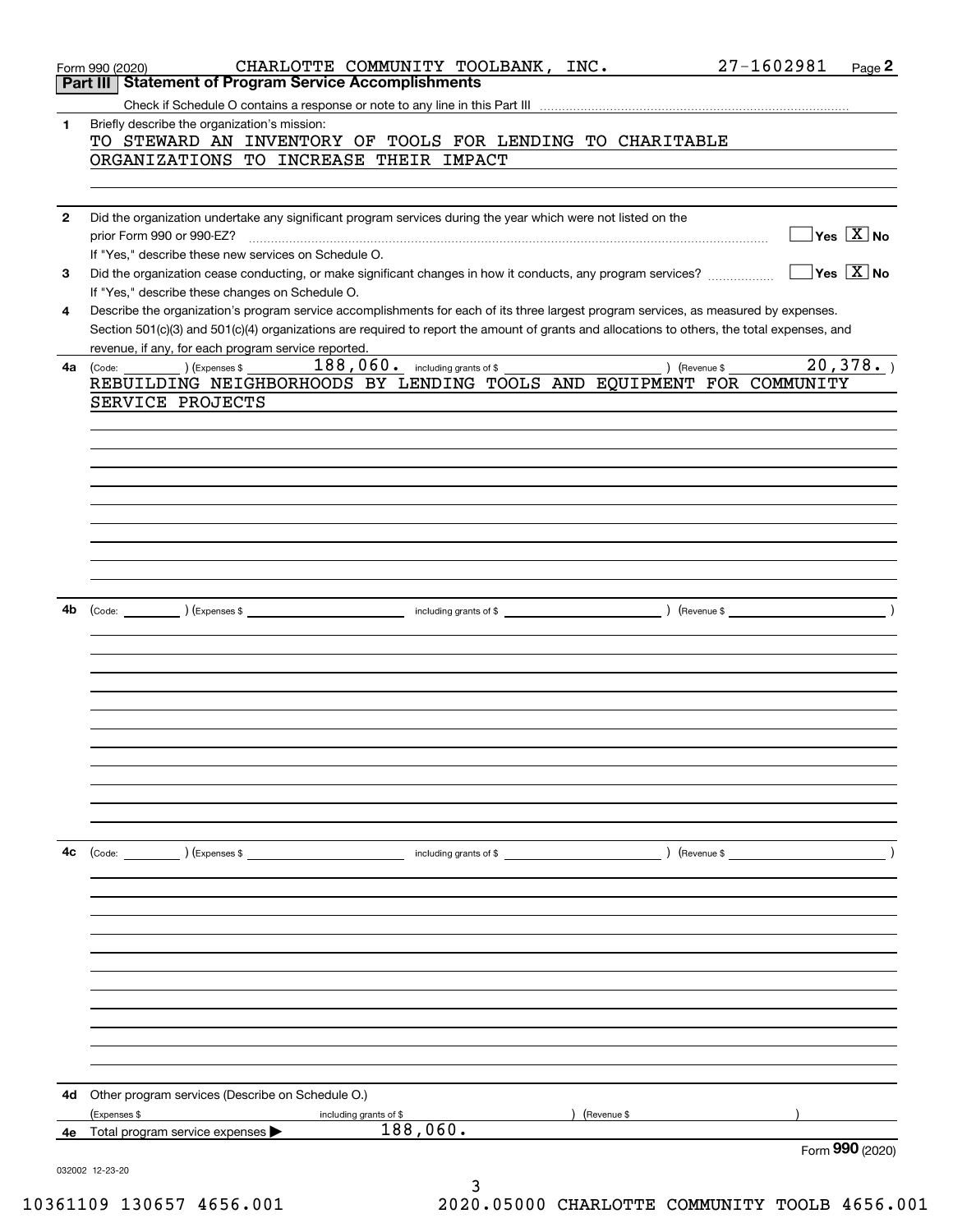Form 990 (2020) CHARLOTTE COMMUNITY TOOLBANK, INC. 27-1602981 Page 2

## Part III Statement of Program Service Accomplishments

Check if Schedule O contains a response or note to any line in this Part III

**1** Briefly describe the organization's mission:

TO STEWARD AN INVENTORY OF TOOLS FOR LENDING TO CHARITABLE ORGANIZATIONS TO INCREASE THEIR IMPACT

**2** Did the organization undertake any significant program services during the year which were not listed on the prior Form 990 or 990-EZ? Yes [ ] No [X]

If "Yes," describe these new services on Schedule O.

**3** Did the organization cease conducting, or make significant changes in how it conducts, any program services? Yes [ ] No [X]

If "Yes," describe these changes on Schedule O.

**4** Describe the organization's program service accomplishments for each of its three largest program services, as measured by expenses. Section 501(c)(3) and 501(c)(4) organizations are required to report the amount of grants and allocations to others, the total expenses, and revenue, if any, for each program service reported.

**4a** (Code: ) (Expenses $ 188,060. including grants of $ ) (Revenue $ 20,378. )

REBUILDING NEIGHBORHOODS BY LENDING TOOLS AND EQUIPMENT FOR COMMUNITY SERVICE PROJECTS

**4b** (Code: ) (Expenses $ including grants of $ ) (Revenue $ )

**4c** (Code: ) (Expenses $ including grants of $ ) (Revenue $ )

**4d** Other program services (Describe on Schedule O.)

(Expenses $ including grants of $ ) (Revenue $ )

**4e** Total program service expenses ▶ 188,060.

Form **990** (2020)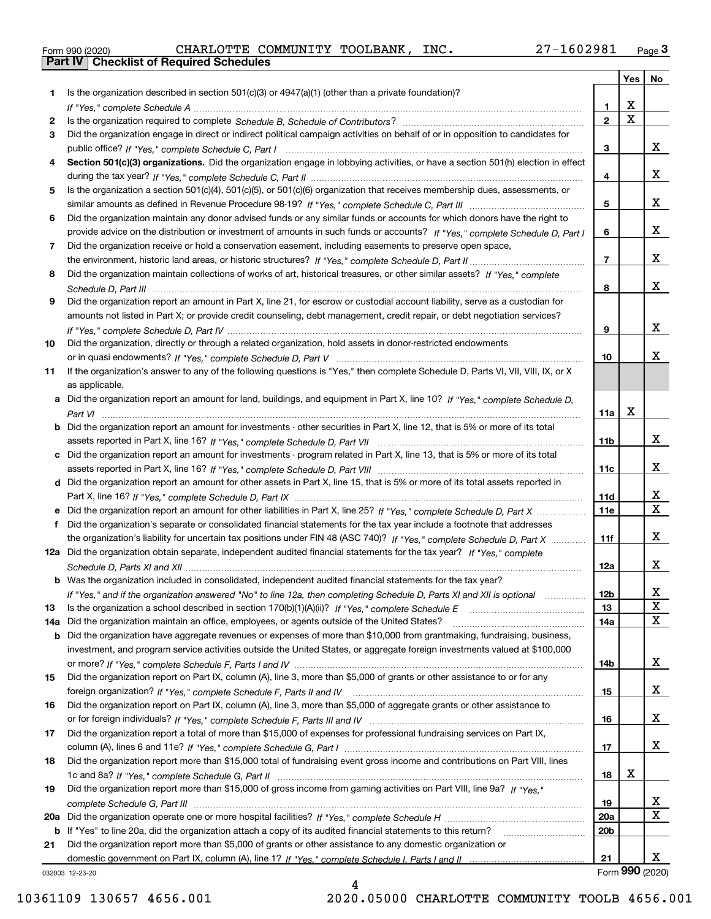Form 990 (2020) CHARLOTTE COMMUNITY TOOLBANK, INC. 27-1602981 Page 3

**Part IV | Checklist of Required Schedules**

| | | | Yes | No |
|---|---|---|---|---|
| 1 | Is the organization described in section 501(c)(3) or 4947(a)(1) (other than a private foundation)? *If "Yes," complete Schedule A* | 1 | X | |
| 2 | Is the organization required to complete *Schedule B, Schedule of Contributors*? | 2 | X | |
| 3 | Did the organization engage in direct or indirect political campaign activities on behalf of or in opposition to candidates for public office? *If "Yes," complete Schedule C, Part I* | 3 | | X |
| 4 | **Section 501(c)(3) organizations.** Did the organization engage in lobbying activities, or have a section 501(h) election in effect during the tax year? *If "Yes," complete Schedule C, Part II* | 4 | | X |
| 5 | Is the organization a section 501(c)(4), 501(c)(5), or 501(c)(6) organization that receives membership dues, assessments, or similar amounts as defined in Revenue Procedure 98-19? *If "Yes," complete Schedule C, Part III* | 5 | | X |
| 6 | Did the organization maintain any donor advised funds or any similar funds or accounts for which donors have the right to provide advice on the distribution or investment of amounts in such funds or accounts? *If "Yes," complete Schedule D, Part I* | 6 | | X |
| 7 | Did the organization receive or hold a conservation easement, including easements to preserve open space, the environment, historic land areas, or historic structures? *If "Yes," complete Schedule D, Part II* | 7 | | X |
| 8 | Did the organization maintain collections of works of art, historical treasures, or other similar assets? *If "Yes," complete Schedule D, Part III* | 8 | | X |
| 9 | Did the organization report an amount in Part X, line 21, for escrow or custodial account liability, serve as a custodian for amounts not listed in Part X; or provide credit counseling, debt management, credit repair, or debt negotiation services? *If "Yes," complete Schedule D, Part IV* | 9 | | X |
| 10 | Did the organization, directly or through a related organization, hold assets in donor-restricted endowments or in quasi endowments? *If "Yes," complete Schedule D, Part V* | 10 | | X |
| 11 | If the organization's answer to any of the following questions is "Yes," then complete Schedule D, Parts VI, VII, VIII, IX, or X as applicable. | | | |
| a | Did the organization report an amount for land, buildings, and equipment in Part X, line 10? *If "Yes," complete Schedule D, Part VI* | 11a | X | |
| b | Did the organization report an amount for investments - other securities in Part X, line 12, that is 5% or more of its total assets reported in Part X, line 16? *If "Yes," complete Schedule D, Part VII* | 11b | | X |
| c | Did the organization report an amount for investments - program related in Part X, line 13, that is 5% or more of its total assets reported in Part X, line 16? *If "Yes," complete Schedule D, Part VIII* | 11c | | X |
| d | Did the organization report an amount for other assets in Part X, line 15, that is 5% or more of its total assets reported in Part X, line 16? *If "Yes," complete Schedule D, Part IX* | 11d | | X |
| e | Did the organization report an amount for other liabilities in Part X, line 25? *If "Yes," complete Schedule D, Part X* | 11e | | X |
| f | Did the organization's separate or consolidated financial statements for the tax year include a footnote that addresses the organization's liability for uncertain tax positions under FIN 48 (ASC 740)? *If "Yes," complete Schedule D, Part X* | 11f | | X |
| 12a | Did the organization obtain separate, independent audited financial statements for the tax year? *If "Yes," complete Schedule D, Parts XI and XII* | 12a | | X |
| b | Was the organization included in consolidated, independent audited financial statements for the tax year? *If "Yes," and if the organization answered "No" to line 12a, then completing Schedule D, Parts XI and XII is optional* | 12b | | X |
| 13 | Is the organization a school described in section 170(b)(1)(A)(ii)? *If "Yes," complete Schedule E* | 13 | | X |
| 14a | Did the organization maintain an office, employees, or agents outside of the United States? | 14a | | X |
| b | Did the organization have aggregate revenues or expenses of more than $10,000 from grantmaking, fundraising, business, investment, and program service activities outside the United States, or aggregate foreign investments valued at $100,000 or more? *If "Yes," complete Schedule F, Parts I and IV* | 14b | | X |
| 15 | Did the organization report on Part IX, column (A), line 3, more than $5,000 of grants or other assistance to or for any foreign organization? *If "Yes," complete Schedule F, Parts II and IV* | 15 | | X |
| 16 | Did the organization report on Part IX, column (A), line 3, more than $5,000 of aggregate grants or other assistance to or for foreign individuals? *If "Yes," complete Schedule F, Parts III and IV* | 16 | | X |
| 17 | Did the organization report a total of more than $15,000 of expenses for professional fundraising services on Part IX, column (A), lines 6 and 11e? *If "Yes," complete Schedule G, Part I* | 17 | | X |
| 18 | Did the organization report more than $15,000 total of fundraising event gross income and contributions on Part VIII, lines 1c and 8a? *If "Yes," complete Schedule G, Part II* | 18 | X | |
| 19 | Did the organization report more than $15,000 of gross income from gaming activities on Part VIII, line 9a? *If "Yes," complete Schedule G, Part III* | 19 | | X |
| 20a | Did the organization operate one or more hospital facilities? *If "Yes," complete Schedule H* | 20a | | X |
| b | If "Yes" to line 20a, did the organization attach a copy of its audited financial statements to this return? | 20b | | |
| 21 | Did the organization report more than $5,000 of grants or other assistance to any domestic organization or domestic government on Part IX, column (A), line 1? *If "Yes," complete Schedule I, Parts I and II* | 21 | | X |

032003 12-23-20 Form **990** (2020)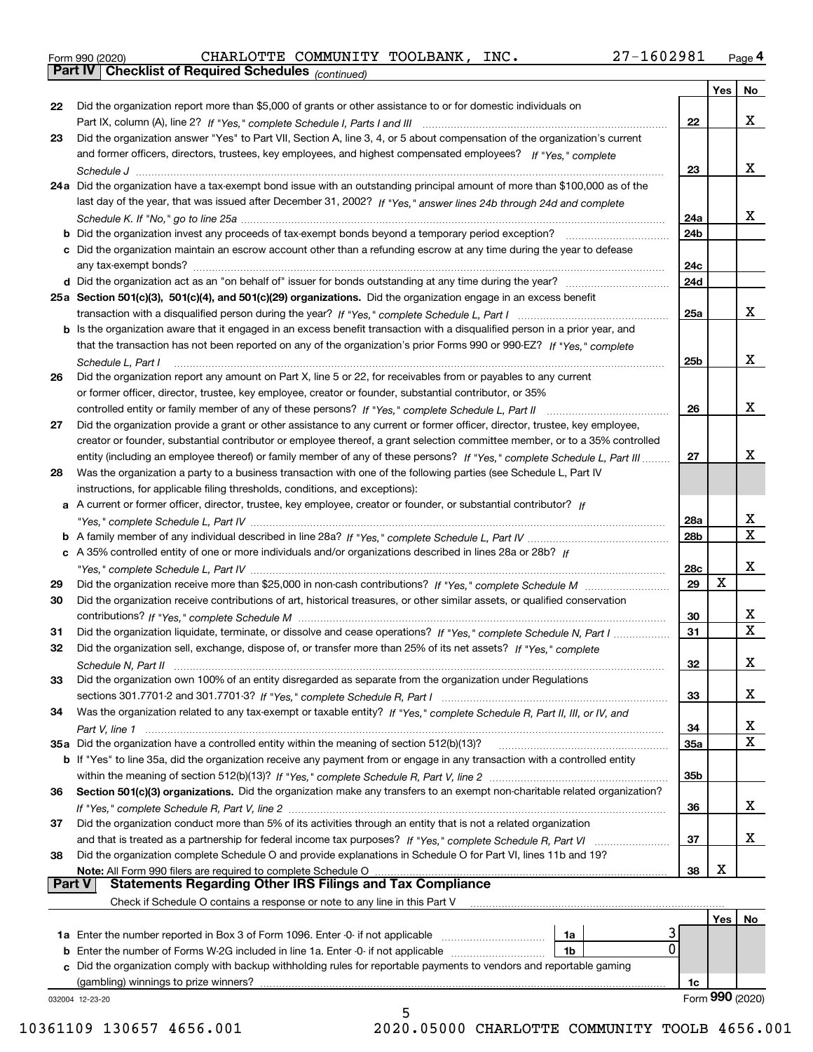Form 990 (2020) CHARLOTTE COMMUNITY TOOLBANK, INC. 27-1602981 Page 4

**Part IV | Checklist of Required Schedules** *(continued)*

| | | | Yes | No |
|---|---|---|---|---|
| 22 | Did the organization report more than $5,000 of grants or other assistance to or for domestic individuals on Part IX, column (A), line 2? *If "Yes," complete Schedule I, Parts I and III* | 22 | | X |
| 23 | Did the organization answer "Yes" to Part VII, Section A, line 3, 4, or 5 about compensation of the organization's current and former officers, directors, trustees, key employees, and highest compensated employees? *If "Yes," complete Schedule J* | 23 | | X |
| 24a | Did the organization have a tax-exempt bond issue with an outstanding principal amount of more than $100,000 as of the last day of the year, that was issued after December 31, 2002? *If "Yes," answer lines 24b through 24d and complete Schedule K. If "No," go to line 25a* | 24a | | X |
| b | Did the organization invest any proceeds of tax-exempt bonds beyond a temporary period exception? | 24b | | |
| c | Did the organization maintain an escrow account other than a refunding escrow at any time during the year to defease any tax-exempt bonds? | 24c | | |
| d | Did the organization act as an "on behalf of" issuer for bonds outstanding at any time during the year? | 24d | | |
| 25a | **Section 501(c)(3), 501(c)(4), and 501(c)(29) organizations.** Did the organization engage in an excess benefit transaction with a disqualified person during the year? *If "Yes," complete Schedule L, Part I* | 25a | | X |
| b | Is the organization aware that it engaged in an excess benefit transaction with a disqualified person in a prior year, and that the transaction has not been reported on any of the organization's prior Forms 990 or 990-EZ? *If "Yes," complete Schedule L, Part I* | 25b | | X |
| 26 | Did the organization report any amount on Part X, line 5 or 22, for receivables from or payables to any current or former officer, director, trustee, key employee, creator or founder, substantial contributor, or 35% controlled entity or family member of any of these persons? *If "Yes," complete Schedule L, Part II* | 26 | | X |
| 27 | Did the organization provide a grant or other assistance to any current or former officer, director, trustee, key employee, creator or founder, substantial contributor or employee thereof, a grant selection committee member, or to a 35% controlled entity (including an employee thereof) or family member of any of these persons? *If "Yes," complete Schedule L, Part III* | 27 | | X |
| 28 | Was the organization a party to a business transaction with one of the following parties (see Schedule L, Part IV instructions, for applicable filing thresholds, conditions, and exceptions): | | | |
| a | A current or former officer, director, trustee, key employee, creator or founder, or substantial contributor? *If "Yes," complete Schedule L, Part IV* | 28a | | X |
| b | A family member of any individual described in line 28a? *If "Yes," complete Schedule L, Part IV* | 28b | | X |
| c | A 35% controlled entity of one or more individuals and/or organizations described in lines 28a or 28b? *If "Yes," complete Schedule L, Part IV* | 28c | | X |
| 29 | Did the organization receive more than $25,000 in non-cash contributions? *If "Yes," complete Schedule M* | 29 | X | |
| 30 | Did the organization receive contributions of art, historical treasures, or other similar assets, or qualified conservation contributions? *If "Yes," complete Schedule M* | 30 | | X |
| 31 | Did the organization liquidate, terminate, or dissolve and cease operations? *If "Yes," complete Schedule N, Part I* | 31 | | X |
| 32 | Did the organization sell, exchange, dispose of, or transfer more than 25% of its net assets? *If "Yes," complete Schedule N, Part II* | 32 | | X |
| 33 | Did the organization own 100% of an entity disregarded as separate from the organization under Regulations sections 301.7701-2 and 301.7701-3? *If "Yes," complete Schedule R, Part I* | 33 | | X |
| 34 | Was the organization related to any tax-exempt or taxable entity? *If "Yes," complete Schedule R, Part II, III, or IV, and Part V, line 1* | 34 | | X |
| 35a | Did the organization have a controlled entity within the meaning of section 512(b)(13)? | 35a | | X |
| b | If "Yes" to line 35a, did the organization receive any payment from or engage in any transaction with a controlled entity within the meaning of section 512(b)(13)? *If "Yes," complete Schedule R, Part V, line 2* | 35b | | |
| 36 | **Section 501(c)(3) organizations.** Did the organization make any transfers to an exempt non-charitable related organization? *If "Yes," complete Schedule R, Part V, line 2* | 36 | | X |
| 37 | Did the organization conduct more than 5% of its activities through an entity that is not a related organization and that is treated as a partnership for federal income tax purposes? *If "Yes," complete Schedule R, Part VI* | 37 | | X |
| 38 | Did the organization complete Schedule O and provide explanations in Schedule O for Part VI, lines 11b and 19? **Note:** All Form 990 filers are required to complete Schedule O | 38 | X | |

**Part V | Statements Regarding Other IRS Filings and Tax Compliance**

Check if Schedule O contains a response or note to any line in this Part V

| | | | | | Yes | No |
|---|---|---|---|---|---|---|
| 1a | Enter the number reported in Box 3 of Form 1096. Enter -0- if not applicable | 1a | 3 | | | |
| b | Enter the number of Forms W-2G included in line 1a. Enter -0- if not applicable | 1b | 0 | | | |
| c | Did the organization comply with backup withholding rules for reportable payments to vendors and reportable gaming (gambling) winnings to prize winners? | | | 1c | | |

032004 12-23-20 Form **990** (2020)

10361109 130657 4656.001 2020.05000 CHARLOTTE COMMUNITY TOOLB 4656.001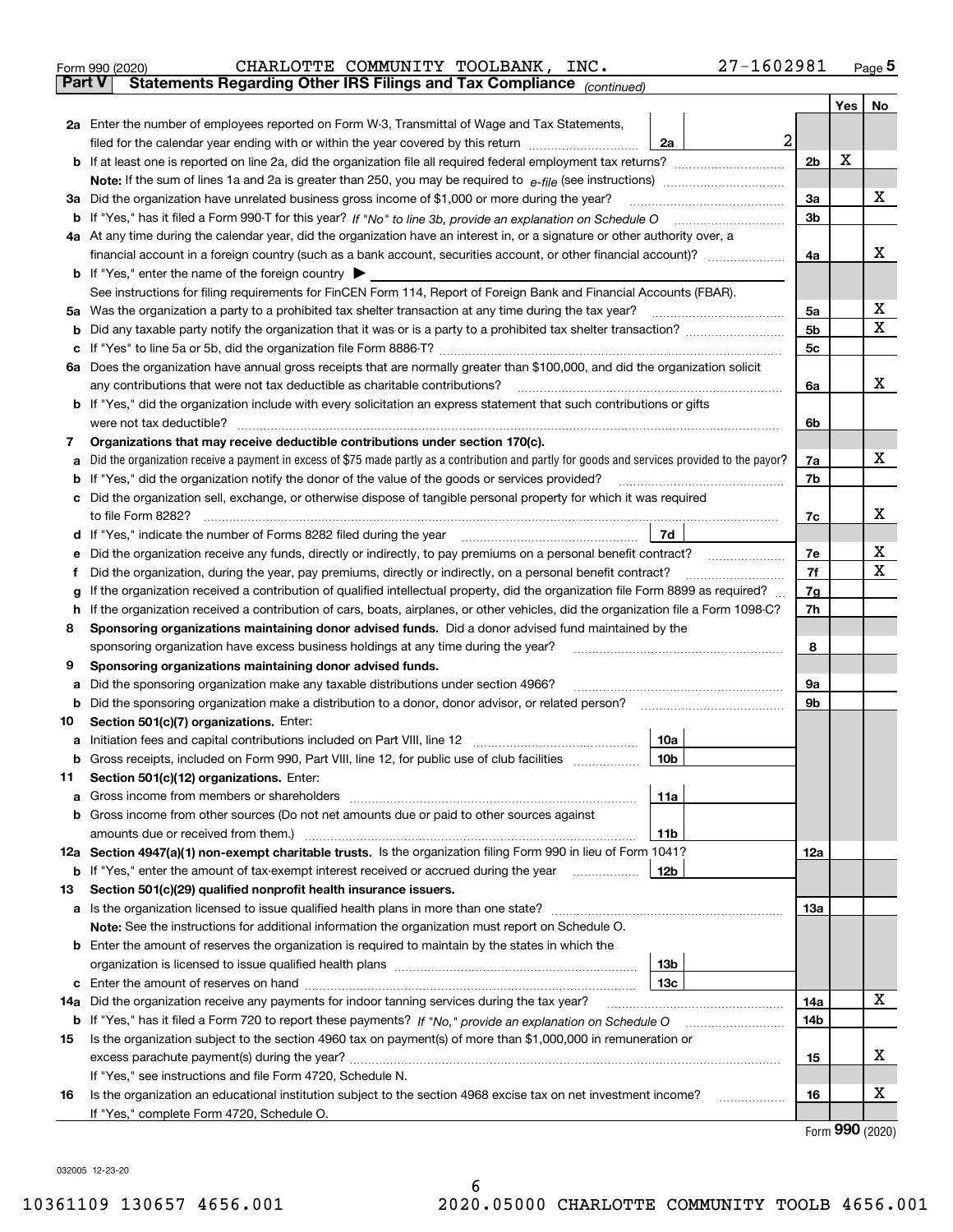Form 990 (2020) CHARLOTTE COMMUNITY TOOLBANK, INC. 27-1602981

## Part V Statements Regarding Other IRS Filings and Tax Compliance *(continued)*

| | | | | Line | Yes | No |
|---|---|---|---|---|---|---|
| **2a** | Enter the number of employees reported on Form W-3, Transmittal of Wage and Tax Statements, filed for the calendar year ending with or within the year covered by this return | 2a | 2 | | | |
| **b** | If at least one is reported on line 2a, did the organization file all required federal employment tax returns? | | | 2b | X | |
| | **Note:** If the sum of lines 1a and 2a is greater than 250, you may be required to *e-file* (see instructions) | | | | | |
| **3a** | Did the organization have unrelated business gross income of $1,000 or more during the year? | | | 3a | | X |
| **b** | If "Yes," has it filed a Form 990-T for this year? *If "No" to line 3b, provide an explanation on Schedule O* | | | 3b | | |
| **4a** | At any time during the calendar year, did the organization have an interest in, or a signature or other authority over, a financial account in a foreign country (such as a bank account, securities account, or other financial account)? | | | 4a | | X |
| **b** | If "Yes," enter the name of the foreign country ▶ | | | | | |
| | See instructions for filing requirements for FinCEN Form 114, Report of Foreign Bank and Financial Accounts (FBAR). | | | | | |
| **5a** | Was the organization a party to a prohibited tax shelter transaction at any time during the tax year? | | | 5a | | X |
| **b** | Did any taxable party notify the organization that it was or is a party to a prohibited tax shelter transaction? | | | 5b | | X |
| **c** | If "Yes" to line 5a or 5b, did the organization file Form 8886-T? | | | 5c | | |
| **6a** | Does the organization have annual gross receipts that are normally greater than $100,000, and did the organization solicit any contributions that were not tax deductible as charitable contributions? | | | 6a | | X |
| **b** | If "Yes," did the organization include with every solicitation an express statement that such contributions or gifts were not tax deductible? | | | 6b | | |
| **7** | **Organizations that may receive deductible contributions under section 170(c).** | | | | | |
| **a** | Did the organization receive a payment in excess of $75 made partly as a contribution and partly for goods and services provided to the payor? | | | 7a | | X |
| **b** | If "Yes," did the organization notify the donor of the value of the goods or services provided? | | | 7b | | |
| **c** | Did the organization sell, exchange, or otherwise dispose of tangible personal property for which it was required to file Form 8282? | | | 7c | | X |
| **d** | If "Yes," indicate the number of Forms 8282 filed during the year | 7d | | | | |
| **e** | Did the organization receive any funds, directly or indirectly, to pay premiums on a personal benefit contract? | | | 7e | | X |
| **f** | Did the organization, during the year, pay premiums, directly or indirectly, on a personal benefit contract? | | | 7f | | X |
| **g** | If the organization received a contribution of qualified intellectual property, did the organization file Form 8899 as required? | | | 7g | | |
| **h** | If the organization received a contribution of cars, boats, airplanes, or other vehicles, did the organization file a Form 1098-C? | | | 7h | | |
| **8** | **Sponsoring organizations maintaining donor advised funds.** Did a donor advised fund maintained by the sponsoring organization have excess business holdings at any time during the year? | | | 8 | | |
| **9** | **Sponsoring organizations maintaining donor advised funds.** | | | | | |
| **a** | Did the sponsoring organization make any taxable distributions under section 4966? | | | 9a | | |
| **b** | Did the sponsoring organization make a distribution to a donor, donor advisor, or related person? | | | 9b | | |
| **10** | **Section 501(c)(7) organizations.** Enter: | | | | | |
| **a** | Initiation fees and capital contributions included on Part VIII, line 12 | 10a | | | | |
| **b** | Gross receipts, included on Form 990, Part VIII, line 12, for public use of club facilities | 10b | | | | |
| **11** | **Section 501(c)(12) organizations.** Enter: | | | | | |
| **a** | Gross income from members or shareholders | 11a | | | | |
| **b** | Gross income from other sources (Do not net amounts due or paid to other sources against amounts due or received from them.) | 11b | | | | |
| **12a** | **Section 4947(a)(1) non-exempt charitable trusts.** Is the organization filing Form 990 in lieu of Form 1041? | | | 12a | | |
| **b** | If "Yes," enter the amount of tax-exempt interest received or accrued during the year | 12b | | | | |
| **13** | **Section 501(c)(29) qualified nonprofit health insurance issuers.** | | | | | |
| **a** | Is the organization licensed to issue qualified health plans in more than one state? | | | 13a | | |
| | **Note:** See the instructions for additional information the organization must report on Schedule O. | | | | | |
| **b** | Enter the amount of reserves the organization is required to maintain by the states in which the organization is licensed to issue qualified health plans | 13b | | | | |
| **c** | Enter the amount of reserves on hand | 13c | | | | |
| **14a** | Did the organization receive any payments for indoor tanning services during the tax year? | | | 14a | | X |
| **b** | If "Yes," has it filed a Form 720 to report these payments? *If "No," provide an explanation on Schedule O* | | | 14b | | |
| **15** | Is the organization subject to the section 4960 tax on payment(s) of more than $1,000,000 in remuneration or excess parachute payment(s) during the year? | | | 15 | | X |
| | If "Yes," see instructions and file Form 4720, Schedule N. | | | | | |
| **16** | Is the organization an educational institution subject to the section 4968 excise tax on net investment income? | | | 16 | | X |
| | If "Yes," complete Form 4720, Schedule O. | | | | | |

Form **990** (2020)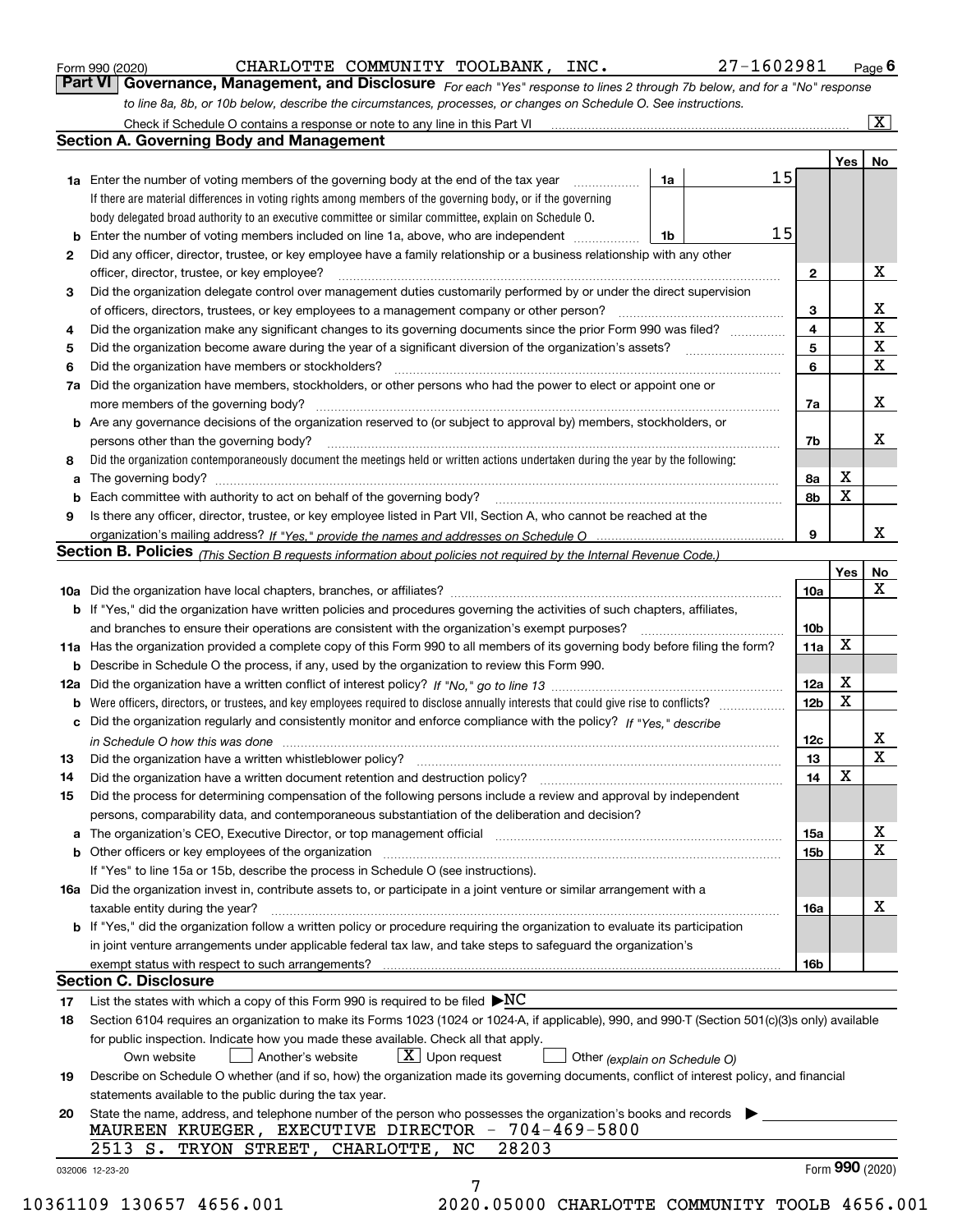Form 990 (2020) CHARLOTTE COMMUNITY TOOLBANK, INC. 27-1602981 Page 6

## Part VI Governance, Management, and Disclosure

*For each "Yes" response to lines 2 through 7b below, and for a "No" response to line 8a, 8b, or 10b below, describe the circumstances, processes, or changes on Schedule O. See instructions.*

Check if Schedule O contains a response or note to any line in this Part VI ... [X]

### Section A. Governing Body and Management

| | | | | Yes | No |
|---|---|---|---|---|---|
| **1a** | Enter the number of voting members of the governing body at the end of the tax year ... **1a** 15<br>If there are material differences in voting rights among members of the governing body, or if the governing body delegated broad authority to an executive committee or similar committee, explain on Schedule O. | | | | |
| **b** | Enter the number of voting members included on line 1a, above, who are independent ... **1b** 15 | | | | |
| **2** | Did any officer, director, trustee, or key employee have a family relationship or a business relationship with any other officer, director, trustee, or key employee? | **2** | | | X |
| **3** | Did the organization delegate control over management duties customarily performed by or under the direct supervision of officers, directors, trustees, or key employees to a management company or other person? | **3** | | | X |
| **4** | Did the organization make any significant changes to its governing documents since the prior Form 990 was filed? | **4** | | | X |
| **5** | Did the organization become aware during the year of a significant diversion of the organization's assets? | **5** | | | X |
| **6** | Did the organization have members or stockholders? | **6** | | | X |
| **7a** | Did the organization have members, stockholders, or other persons who had the power to elect or appoint one or more members of the governing body? | **7a** | | | X |
| **b** | Are any governance decisions of the organization reserved to (or subject to approval by) members, stockholders, or persons other than the governing body? | **7b** | | | X |
| **8** | Did the organization contemporaneously document the meetings held or written actions undertaken during the year by the following: | | | | |
| **a** | The governing body? | **8a** | | X | |
| **b** | Each committee with authority to act on behalf of the governing body? | **8b** | | X | |
| **9** | Is there any officer, director, trustee, or key employee listed in Part VII, Section A, who cannot be reached at the organization's mailing address? *If "Yes," provide the names and addresses on Schedule O* | **9** | | | X |

### Section B. Policies *(This Section B requests information about policies not required by the Internal Revenue Code.)*

| | | | Yes | No |
|---|---|---|---|---|
| **10a** | Did the organization have local chapters, branches, or affiliates? | **10a** | | X |
| **b** | If "Yes," did the organization have written policies and procedures governing the activities of such chapters, affiliates, and branches to ensure their operations are consistent with the organization's exempt purposes? | **10b** | | |
| **11a** | Has the organization provided a complete copy of this Form 990 to all members of its governing body before filing the form? | **11a** | X | |
| **b** | Describe in Schedule O the process, if any, used by the organization to review this Form 990. | | | |
| **12a** | Did the organization have a written conflict of interest policy? *If "No," go to line 13* | **12a** | X | |
| **b** | Were officers, directors, or trustees, and key employees required to disclose annually interests that could give rise to conflicts? | **12b** | X | |
| **c** | Did the organization regularly and consistently monitor and enforce compliance with the policy? *If "Yes," describe in Schedule O how this was done* | **12c** | | X |
| **13** | Did the organization have a written whistleblower policy? | **13** | | X |
| **14** | Did the organization have a written document retention and destruction policy? | **14** | X | |
| **15** | Did the process for determining compensation of the following persons include a review and approval by independent persons, comparability data, and contemporaneous substantiation of the deliberation and decision? | | | |
| **a** | The organization's CEO, Executive Director, or top management official | **15a** | | X |
| **b** | Other officers or key employees of the organization<br>If "Yes" to line 15a or 15b, describe the process in Schedule O (see instructions). | **15b** | | X |
| **16a** | Did the organization invest in, contribute assets to, or participate in a joint venture or similar arrangement with a taxable entity during the year? | **16a** | | X |
| **b** | If "Yes," did the organization follow a written policy or procedure requiring the organization to evaluate its participation in joint venture arrangements under applicable federal tax law, and take steps to safeguard the organization's exempt status with respect to such arrangements? | **16b** | | |

### Section C. Disclosure

**17** List the states with which a copy of this Form 990 is required to be filed ▶NC

**18** Section 6104 requires an organization to make its Forms 1023 (1024 or 1024-A, if applicable), 990, and 990-T (Section 501(c)(3)s only) available for public inspection. Indicate how you made these available. Check all that apply.

[ ] Own website [ ] Another's website [X] Upon request [ ] Other *(explain on Schedule O)*

**19** Describe on Schedule O whether (and if so, how) the organization made its governing documents, conflict of interest policy, and financial statements available to the public during the tax year.

**20** State the name, address, and telephone number of the person who possesses the organization's books and records ▶

MAUREEN KRUEGER, EXECUTIVE DIRECTOR - 704-469-5800
2513 S. TRYON STREET, CHARLOTTE, NC 28203

032006 12-23-20 Form **990** (2020)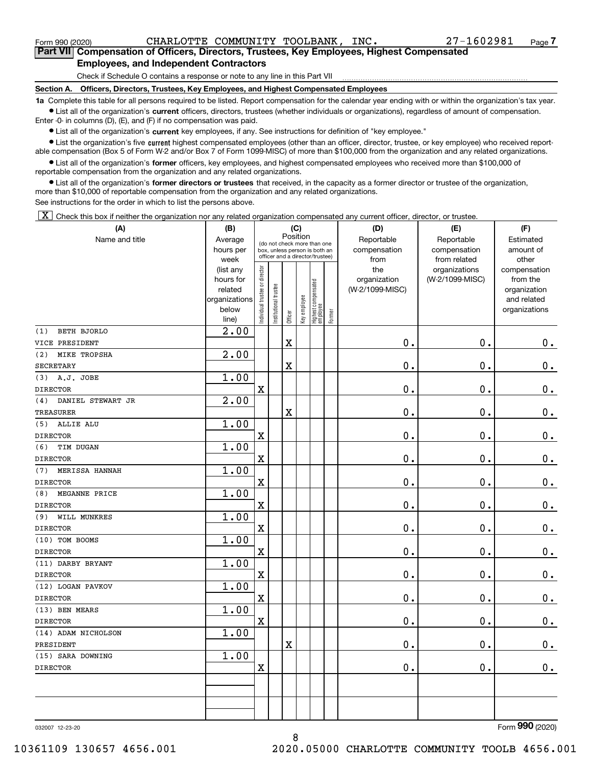Form 990 (2020) CHARLOTTE COMMUNITY TOOLBANK, INC. 27-1602981

## Part VII Compensation of Officers, Directors, Trustees, Key Employees, Highest Compensated Employees, and Independent Contractors

Check if Schedule O contains a response or note to any line in this Part VII

### Section A. Officers, Directors, Trustees, Key Employees, and Highest Compensated Employees

**1a** Complete this table for all persons required to be listed. Report compensation for the calendar year ending with or within the organization's tax year.

- List all of the organization's **current** officers, directors, trustees (whether individuals or organizations), regardless of amount of compensation. Enter -0- in columns (D), (E), and (F) if no compensation was paid.
- List all of the organization's **current** key employees, if any. See instructions for definition of "key employee."
- List the organization's five **current** highest compensated employees (other than an officer, director, trustee, or key employee) who received reportable compensation (Box 5 of Form W-2 and/or Box 7 of Form 1099-MISC) of more than $100,000 from the organization and any related organizations.
- List all of the organization's **former** officers, key employees, and highest compensated employees who received more than $100,000 of reportable compensation from the organization and any related organizations.
- List all of the organization's **former directors or trustees** that received, in the capacity as a former director or trustee of the organization, more than $10,000 of reportable compensation from the organization and any related organizations.

See instructions for the order in which to list the persons above.

[X] Check this box if neither the organization nor any related organization compensated any current officer, director, or trustee.

| (A) Name and title | (B) Average hours per week (list any hours for related organizations below line) | (C) Position: Individual trustee or director | Institutional trustee | Officer | Key employee | Highest compensated employee | Former | (D) Reportable compensation from the organization (W-2/1099-MISC) | (E) Reportable compensation from related organizations (W-2/1099-MISC) | (F) Estimated amount of other compensation from the organization and related organizations |
|---|---|---|---|---|---|---|---|---|---|---|
| (1) BETH BJORLO<br>VICE PRESIDENT | 2.00 | | | X | | | | 0. | 0. | 0. |
| (2) MIKE TROPSHA<br>SECRETARY | 2.00 | | | X | | | | 0. | 0. | 0. |
| (3) A.J. JOBE<br>DIRECTOR | 1.00 | X | | | | | | 0. | 0. | 0. |
| (4) DANIEL STEWART JR<br>TREASURER | 2.00 | | | X | | | | 0. | 0. | 0. |
| (5) ALLIE ALU<br>DIRECTOR | 1.00 | X | | | | | | 0. | 0. | 0. |
| (6) TIM DUGAN<br>DIRECTOR | 1.00 | X | | | | | | 0. | 0. | 0. |
| (7) MERISSA HANNAH<br>DIRECTOR | 1.00 | X | | | | | | 0. | 0. | 0. |
| (8) MEGANNE PRICE<br>DIRECTOR | 1.00 | X | | | | | | 0. | 0. | 0. |
| (9) WILL MUNKRES<br>DIRECTOR | 1.00 | X | | | | | | 0. | 0. | 0. |
| (10) TOM BOOMS<br>DIRECTOR | 1.00 | X | | | | | | 0. | 0. | 0. |
| (11) DARBY BRYANT<br>DIRECTOR | 1.00 | X | | | | | | 0. | 0. | 0. |
| (12) LOGAN PAVKOV<br>DIRECTOR | 1.00 | X | | | | | | 0. | 0. | 0. |
| (13) BEN MEARS<br>DIRECTOR | 1.00 | X | | | | | | 0. | 0. | 0. |
| (14) ADAM NICHOLSON<br>PRESIDENT | 1.00 | | | X | | | | 0. | 0. | 0. |
| (15) SARA DOWNING<br>DIRECTOR | 1.00 | X | | | | | | 0. | 0. | 0. |
| | | | | | | | | | | |
| | | | | | | | | | | |

Form 990 (2020)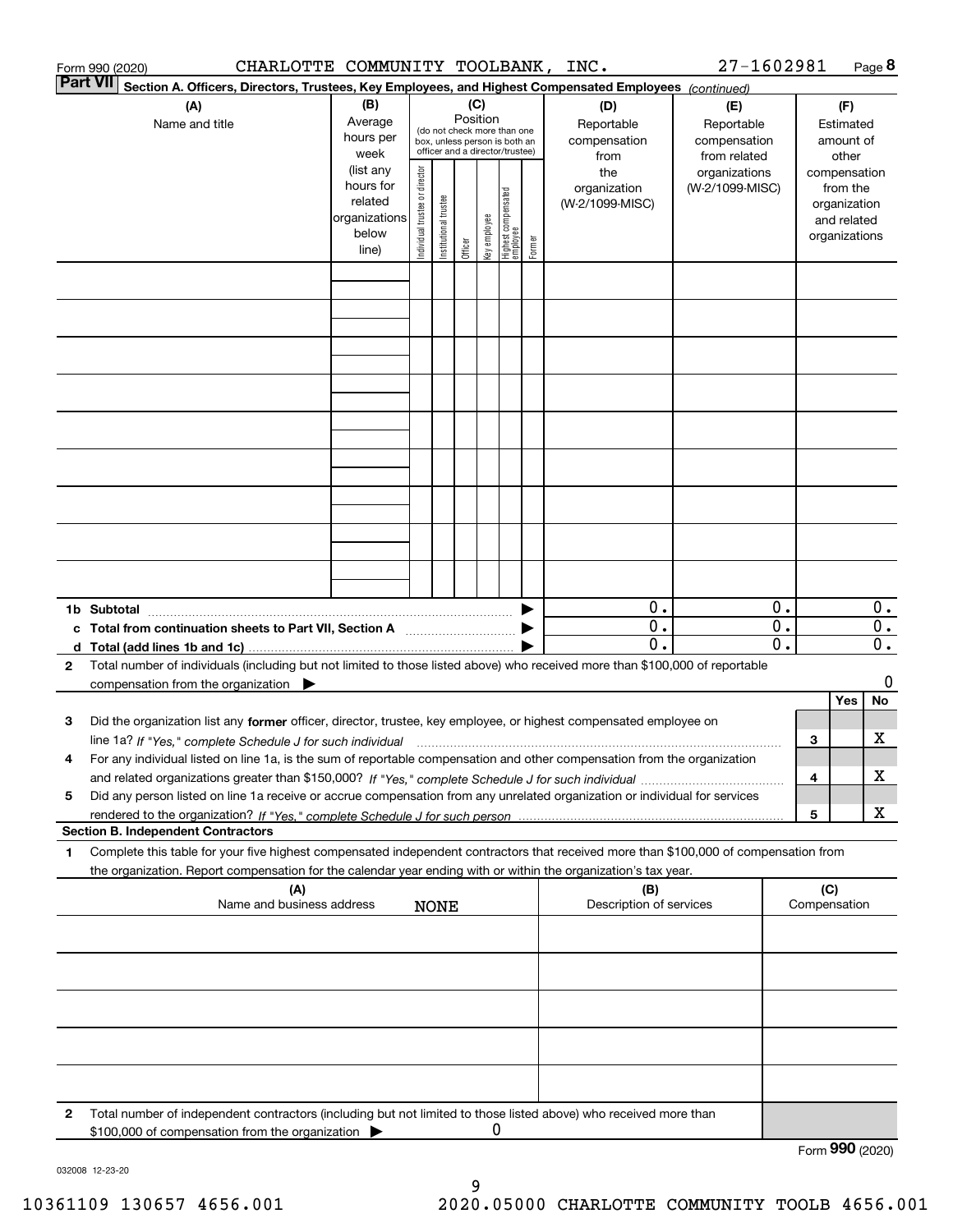Form 990 (2020) CHARLOTTE COMMUNITY TOOLBANK, INC. 27-1602981 Page 8

**Part VII Section A. Officers, Directors, Trustees, Key Employees, and Highest Compensated Employees** *(continued)*

| (A) Name and title | (B) Average hours per week (list any hours for related organizations below line) | (C) Position (do not check more than one box, unless person is both an officer and a director/trustee): Individual trustee or director | Institutional trustee | Officer | Key employee | Highest compensated employee | Former | (D) Reportable compensation from the organization (W-2/1099-MISC) | (E) Reportable compensation from related organizations (W-2/1099-MISC) | (F) Estimated amount of other compensation from the organization and related organizations |
|---|---|---|---|---|---|---|---|---|---|---|
| | | | | | | | | | | |
| | | | | | | | | | | |
| | | | | | | | | | | |
| | | | | | | | | | | |
| | | | | | | | | | | |
| | | | | | | | | | | |
| | | | | | | | | | | |
| | | | | | | | | | | |
| | | | | | | | | | | |
| **1b Subtotal** | | | | | | | ▶ | 0. | 0. | 0. |
| **c Total from continuation sheets to Part VII, Section A** | | | | | | | ▶ | 0. | 0. | 0. |
| **d Total (add lines 1b and 1c)** | | | | | | | ▶ | 0. | 0. | 0. |

**2** Total number of individuals (including but not limited to those listed above) who received more than $100,000 of reportable compensation from the organization ▶ 0

| | | Yes | No |
|---|---|---|---|
| **3** Did the organization list any **former** officer, director, trustee, key employee, or highest compensated employee on line 1a? *If "Yes," complete Schedule J for such individual* | 3 | | X |
| **4** For any individual listed on line 1a, is the sum of reportable compensation and other compensation from the organization and related organizations greater than $150,000? *If "Yes," complete Schedule J for such individual* | 4 | | X |
| **5** Did any person listed on line 1a receive or accrue compensation from any unrelated organization or individual for services rendered to the organization? *If "Yes," complete Schedule J for such person* | 5 | | X |

**Section B. Independent Contractors**

**1** Complete this table for your five highest compensated independent contractors that received more than $100,000 of compensation from the organization. Report compensation for the calendar year ending with or within the organization's tax year.

| (A) Name and business address NONE | (B) Description of services | (C) Compensation |
|---|---|---|
| | | |
| | | |
| | | |
| | | |
| | | |

**2** Total number of independent contractors (including but not limited to those listed above) who received more than $100,000 of compensation from the organization ▶ 0

Form **990** (2020)

032008 12-23-20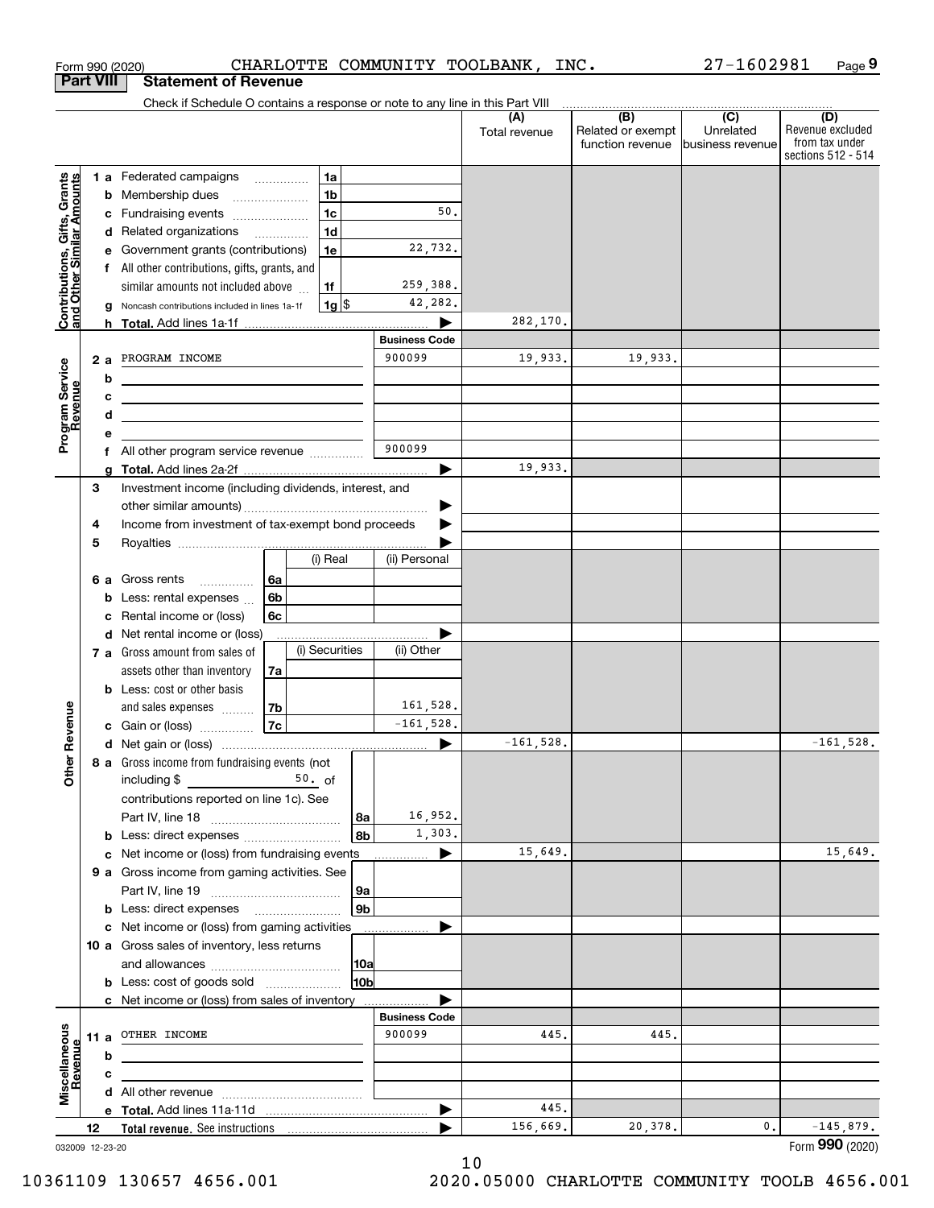Form 990 (2020) CHARLOTTE COMMUNITY TOOLBANK, INC. 27-1602981 Page 9

**Part VIII Statement of Revenue**

Check if Schedule O contains a response or note to any line in this Part VIII

| | | | | (A) Total revenue | (B) Related or exempt function revenue | (C) Unrelated business revenue | (D) Revenue excluded from tax under sections 512 - 514 |
|---|---|---|---|---|---|---|---|
| Contributions, Gifts, Grants and Other Similar Amounts | 1 a | Federated campaigns | 1a | | | | |
| | b | Membership dues | 1b | | | | |
| | c | Fundraising events | 1c 50. | | | | |
| | d | Related organizations | 1d | | | | |
| | e | Government grants (contributions) | 1e 22,732. | | | | |
| | f | All other contributions, gifts, grants, and similar amounts not included above | 1f 259,388. | | | | |
| | g | Noncash contributions included in lines 1a-1f | 1g $ 42,282. | | | | |
| | h | Total. Add lines 1a-1f | | 282,170. | | | |
| | | | Business Code | | | | |
| Program Service Revenue | 2 a | PROGRAM INCOME | 900099 | 19,933. | 19,933. | | |
| | b | | | | | | |
| | c | | | | | | |
| | d | | | | | | |
| | e | | | | | | |
| | f | All other program service revenue | 900099 | | | | |
| | g | Total. Add lines 2a-2f | | 19,933. | | | |
| Other Revenue | 3 | Investment income (including dividends, interest, and other similar amounts) | | | | | |
| | 4 | Income from investment of tax-exempt bond proceeds | | | | | |
| | 5 | Royalties | | | | | |
| | | | (i) Real / (ii) Personal | | | | |
| | 6 a | Gross rents | 6a | | | | |
| | b | Less: rental expenses | 6b | | | | |
| | c | Rental income or (loss) | 6c | | | | |
| | d | Net rental income or (loss) | | | | | |
| | | | (i) Securities / (ii) Other | | | | |
| | 7 a | Gross amount from sales of assets other than inventory | 7a | | | | |
| | b | Less: cost or other basis and sales expenses | 7b (ii) 161,528. | | | | |
| | c | Gain or (loss) | 7c (ii) -161,528. | | | | |
| | d | Net gain or (loss) | | -161,528. | | | -161,528. |
| | 8 a | Gross income from fundraising events (not including $ 50. of contributions reported on line 1c). See Part IV, line 18 | 8a 16,952. | | | | |
| | b | Less: direct expenses | 8b 1,303. | | | | |
| | c | Net income or (loss) from fundraising events | | 15,649. | | | 15,649. |
| | 9 a | Gross income from gaming activities. See Part IV, line 19 | 9a | | | | |
| | b | Less: direct expenses | 9b | | | | |
| | c | Net income or (loss) from gaming activities | | | | | |
| | 10 a | Gross sales of inventory, less returns and allowances | 10a | | | | |
| | b | Less: cost of goods sold | 10b | | | | |
| | c | Net income or (loss) from sales of inventory | | | | | |
| | | | Business Code | | | | |
| Miscellaneous Revenue | 11 a | OTHER INCOME | 900099 | 445. | 445. | | |
| | b | | | | | | |
| | c | | | | | | |
| | d | All other revenue | | | | | |
| | e | Total. Add lines 11a-11d | | 445. | | | |
| | 12 | Total revenue. See instructions | | 156,669. | 20,378. | 0. | -145,879. |

032009 12-23-20 Form 990 (2020)

10361109 130657 4656.001 2020.05000 CHARLOTTE COMMUNITY TOOLB 4656.001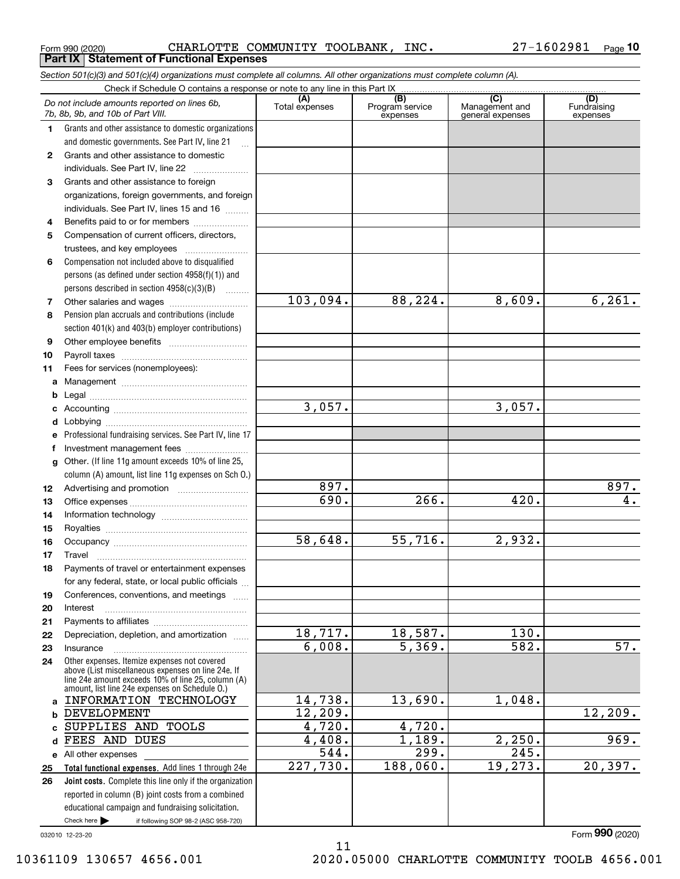Form 990 (2020) CHARLOTTE COMMUNITY TOOLBANK, INC. 27-1602981

## Part IX Statement of Functional Expenses

*Section 501(c)(3) and 501(c)(4) organizations must complete all columns. All other organizations must complete column (A).*

Check if Schedule O contains a response or note to any line in this Part IX

| | *Do not include amounts reported on lines 6b, 7b, 8b, 9b, and 10b of Part VIII.* | (A) Total expenses | (B) Program service expenses | (C) Management and general expenses | (D) Fundraising expenses |
|---|---|---|---|---|---|
| 1 | Grants and other assistance to domestic organizations and domestic governments. See Part IV, line 21 | | | | |
| 2 | Grants and other assistance to domestic individuals. See Part IV, line 22 | | | | |
| 3 | Grants and other assistance to foreign organizations, foreign governments, and foreign individuals. See Part IV, lines 15 and 16 | | | | |
| 4 | Benefits paid to or for members | | | | |
| 5 | Compensation of current officers, directors, trustees, and key employees | | | | |
| 6 | Compensation not included above to disqualified persons (as defined under section 4958(f)(1)) and persons described in section 4958(c)(3)(B) | | | | |
| 7 | Other salaries and wages | 103,094. | 88,224. | 8,609. | 6,261. |
| 8 | Pension plan accruals and contributions (include section 401(k) and 403(b) employer contributions) | | | | |
| 9 | Other employee benefits | | | | |
| 10 | Payroll taxes | | | | |
| 11 | Fees for services (nonemployees): | | | | |
| a | Management | | | | |
| b | Legal | | | | |
| c | Accounting | 3,057. | | 3,057. | |
| d | Lobbying | | | | |
| e | Professional fundraising services. See Part IV, line 17 | | | | |
| f | Investment management fees | | | | |
| g | Other. (If line 11g amount exceeds 10% of line 25, column (A) amount, list line 11g expenses on Sch O.) | | | | |
| 12 | Advertising and promotion | 897. | | | 897. |
| 13 | Office expenses | 690. | 266. | 420. | 4. |
| 14 | Information technology | | | | |
| 15 | Royalties | | | | |
| 16 | Occupancy | 58,648. | 55,716. | 2,932. | |
| 17 | Travel | | | | |
| 18 | Payments of travel or entertainment expenses for any federal, state, or local public officials | | | | |
| 19 | Conferences, conventions, and meetings | | | | |
| 20 | Interest | | | | |
| 21 | Payments to affiliates | | | | |
| 22 | Depreciation, depletion, and amortization | 18,717. | 18,587. | 130. | |
| 23 | Insurance | 6,008. | 5,369. | 582. | 57. |
| 24 | Other expenses. Itemize expenses not covered above (List miscellaneous expenses on line 24e. If line 24e amount exceeds 10% of line 25, column (A) amount, list line 24e expenses on Schedule O.) | | | | |
| a | INFORMATION TECHNOLOGY | 14,738. | 13,690. | 1,048. | |
| b | DEVELOPMENT | 12,209. | | | 12,209. |
| c | SUPPLIES AND TOOLS | 4,720. | 4,720. | | |
| d | FEES AND DUES | 4,408. | 1,189. | 2,250. | 969. |
| e | All other expenses | 544. | 299. | 245. | |
| 25 | **Total functional expenses.** Add lines 1 through 24e | 227,730. | 188,060. | 19,273. | 20,397. |
| 26 | **Joint costs.** Complete this line only if the organization reported in column (B) joint costs from a combined educational campaign and fundraising solicitation. Check here ▶ ☐ if following SOP 98-2 (ASC 958-720) | | | | |

Form **990** (2020)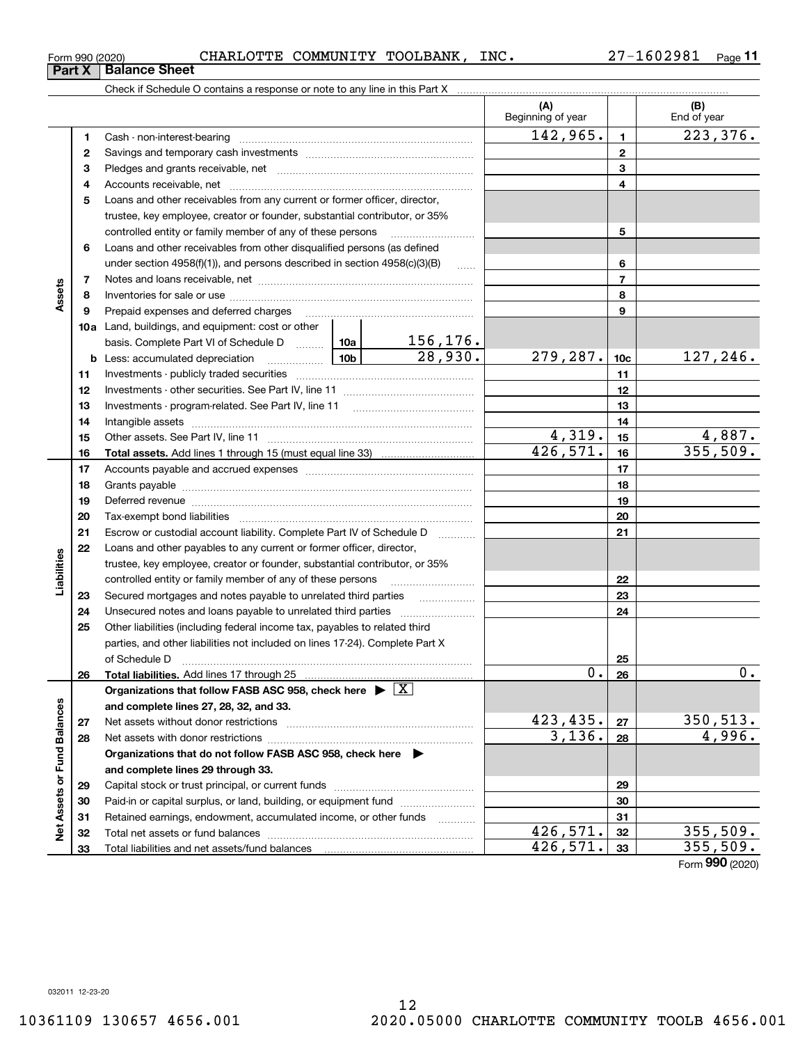Form 990 (2020) CHARLOTTE COMMUNITY TOOLBANK, INC. 27-1602981

## Part X Balance Sheet

Check if Schedule O contains a response or note to any line in this Part X

| | | | | (A) Beginning of year | | (B) End of year |
|---|---|---|---|---|---|---|
| **Assets** | 1 | Cash - non-interest-bearing | | 142,965. | 1 | 223,376. |
| | 2 | Savings and temporary cash investments | | | 2 | |
| | 3 | Pledges and grants receivable, net | | | 3 | |
| | 4 | Accounts receivable, net | | | 4 | |
| | 5 | Loans and other receivables from any current or former officer, director, trustee, key employee, creator or founder, substantial contributor, or 35% controlled entity or family member of any of these persons | | | 5 | |
| | 6 | Loans and other receivables from other disqualified persons (as defined under section 4958(f)(1)), and persons described in section 4958(c)(3)(B) | | | 6 | |
| | 7 | Notes and loans receivable, net | | | 7 | |
| | 8 | Inventories for sale or use | | | 8 | |
| | 9 | Prepaid expenses and deferred charges | | | 9 | |
| | 10a | Land, buildings, and equipment: cost or other basis. Complete Part VI of Schedule D | 10a 156,176. | | | |
| | b | Less: accumulated depreciation | 10b 28,930. | 279,287. | 10c | 127,246. |
| | 11 | Investments - publicly traded securities | | | 11 | |
| | 12 | Investments - other securities. See Part IV, line 11 | | | 12 | |
| | 13 | Investments - program-related. See Part IV, line 11 | | | 13 | |
| | 14 | Intangible assets | | | 14 | |
| | 15 | Other assets. See Part IV, line 11 | | 4,319. | 15 | 4,887. |
| | 16 | **Total assets.** Add lines 1 through 15 (must equal line 33) | | 426,571. | 16 | 355,509. |
| **Liabilities** | 17 | Accounts payable and accrued expenses | | | 17 | |
| | 18 | Grants payable | | | 18 | |
| | 19 | Deferred revenue | | | 19 | |
| | 20 | Tax-exempt bond liabilities | | | 20 | |
| | 21 | Escrow or custodial account liability. Complete Part IV of Schedule D | | | 21 | |
| | 22 | Loans and other payables to any current or former officer, director, trustee, key employee, creator or founder, substantial contributor, or 35% controlled entity or family member of any of these persons | | | 22 | |
| | 23 | Secured mortgages and notes payable to unrelated third parties | | | 23 | |
| | 24 | Unsecured notes and loans payable to unrelated third parties | | | 24 | |
| | 25 | Other liabilities (including federal income tax, payables to related third parties, and other liabilities not included on lines 17-24). Complete Part X of Schedule D | | | 25 | |
| | 26 | **Total liabilities.** Add lines 17 through 25 | | 0. | 26 | 0. |
| **Net Assets or Fund Balances** | | **Organizations that follow FASB ASC 958, check here ▶ [X] and complete lines 27, 28, 32, and 33.** | | | | |
| | 27 | Net assets without donor restrictions | | 423,435. | 27 | 350,513. |
| | 28 | Net assets with donor restrictions | | 3,136. | 28 | 4,996. |
| | | **Organizations that do not follow FASB ASC 958, check here ▶ and complete lines 29 through 33.** | | | | |
| | 29 | Capital stock or trust principal, or current funds | | | 29 | |
| | 30 | Paid-in or capital surplus, or land, building, or equipment fund | | | 30 | |
| | 31 | Retained earnings, endowment, accumulated income, or other funds | | | 31 | |
| | 32 | Total net assets or fund balances | | 426,571. | 32 | 355,509. |
| | 33 | Total liabilities and net assets/fund balances | | 426,571. | 33 | 355,509. |

Form **990** (2020)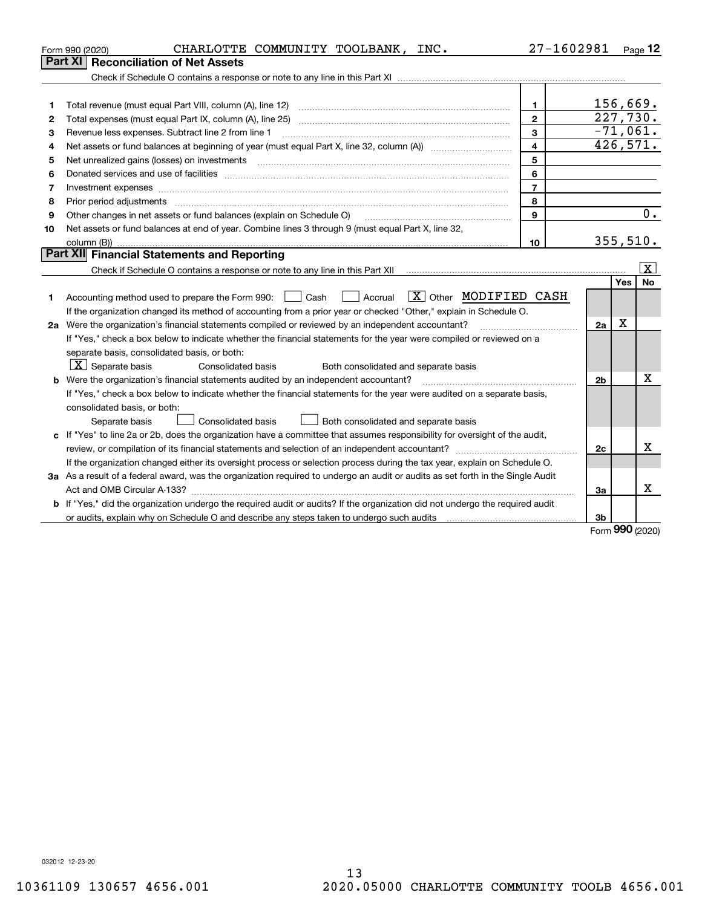Form 990 (2020) CHARLOTTE COMMUNITY TOOLBANK, INC. 27-1602981

## Part XI Reconciliation of Net Assets

Check if Schedule O contains a response or note to any line in this Part XI

| | | | |
|---|---|---|---|
| 1 | Total revenue (must equal Part VIII, column (A), line 12) | 1 | 156,669. |
| 2 | Total expenses (must equal Part IX, column (A), line 25) | 2 | 227,730. |
| 3 | Revenue less expenses. Subtract line 2 from line 1 | 3 | -71,061. |
| 4 | Net assets or fund balances at beginning of year (must equal Part X, line 32, column (A)) | 4 | 426,571. |
| 5 | Net unrealized gains (losses) on investments | 5 | |
| 6 | Donated services and use of facilities | 6 | |
| 7 | Investment expenses | 7 | |
| 8 | Prior period adjustments | 8 | |
| 9 | Other changes in net assets or fund balances (explain on Schedule O) | 9 | 0. |
| 10 | Net assets or fund balances at end of year. Combine lines 3 through 9 (must equal Part X, line 32, column (B)) | 10 | 355,510. |

## Part XII Financial Statements and Reporting

Check if Schedule O contains a response or note to any line in this Part XII [X]

| | | | Yes | No |
|---|---|---|---|---|
| 1 | Accounting method used to prepare the Form 990: [ ] Cash [ ] Accrual [X] Other MODIFIED CASH<br>If the organization changed its method of accounting from a prior year or checked "Other," explain in Schedule O. | | | |
| 2a | Were the organization's financial statements compiled or reviewed by an independent accountant?<br>If "Yes," check a box below to indicate whether the financial statements for the year were compiled or reviewed on a separate basis, consolidated basis, or both:<br>[X] Separate basis [ ] Consolidated basis [ ] Both consolidated and separate basis | 2a | X | |
| b | Were the organization's financial statements audited by an independent accountant?<br>If "Yes," check a box below to indicate whether the financial statements for the year were audited on a separate basis, consolidated basis, or both:<br>[ ] Separate basis [ ] Consolidated basis [ ] Both consolidated and separate basis | 2b | | X |
| c | If "Yes" to line 2a or 2b, does the organization have a committee that assumes responsibility for oversight of the audit, review, or compilation of its financial statements and selection of an independent accountant?<br>If the organization changed either its oversight process or selection process during the tax year, explain on Schedule O. | 2c | | X |
| 3a | As a result of a federal award, was the organization required to undergo an audit or audits as set forth in the Single Audit Act and OMB Circular A-133? | 3a | | X |
| b | If "Yes," did the organization undergo the required audit or audits? If the organization did not undergo the required audit or audits, explain why on Schedule O and describe any steps taken to undergo such audits | 3b | | |

Form 990 (2020)

032012 12-23-20

10361109 130657 4656.001 2020.05000 CHARLOTTE COMMUNITY TOOLB 4656.001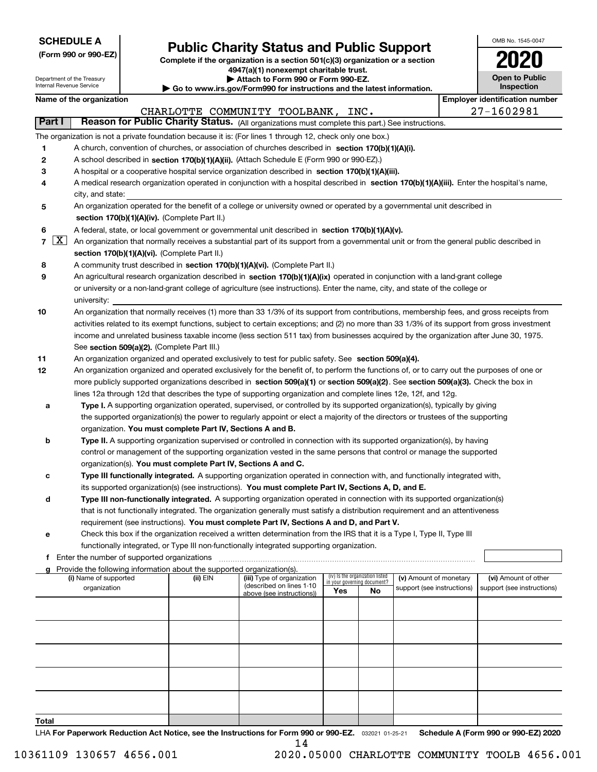**SCHEDULE A**
**(Form 990 or 990-EZ)**

Department of the Treasury
Internal Revenue Service

# Public Charity Status and Public Support

**Complete if the organization is a section 501(c)(3) organization or a section 4947(a)(1) nonexempt charitable trust.**
**▶ Attach to Form 990 or Form 990-EZ.**
**▶ Go to www.irs.gov/Form990 for instructions and the latest information.**

OMB No. 1545-0047
**2020**
**Open to Public Inspection**

**Name of the organization:** CHARLOTTE COMMUNITY TOOLBANK, INC.
**Employer identification number:** 27-1602981

## Part I Reason for Public Charity Status. (All organizations must complete this part.) See instructions.

The organization is not a private foundation because it is: (For lines 1 through 12, check only one box.)

1. [ ] A church, convention of churches, or association of churches described in **section 170(b)(1)(A)(i).**
2. [ ] A school described in **section 170(b)(1)(A)(ii).** (Attach Schedule E (Form 990 or 990-EZ).)
3. [ ] A hospital or a cooperative hospital service organization described in **section 170(b)(1)(A)(iii).**
4. [ ] A medical research organization operated in conjunction with a hospital described in **section 170(b)(1)(A)(iii).** Enter the hospital's name, city, and state:
5. [ ] An organization operated for the benefit of a college or university owned or operated by a governmental unit described in **section 170(b)(1)(A)(iv).** (Complete Part II.)
6. [ ] A federal, state, or local government or governmental unit described in **section 170(b)(1)(A)(v).**
7. [X] An organization that normally receives a substantial part of its support from a governmental unit or from the general public described in **section 170(b)(1)(A)(vi).** (Complete Part II.)
8. [ ] A community trust described in **section 170(b)(1)(A)(vi).** (Complete Part II.)
9. [ ] An agricultural research organization described in **section 170(b)(1)(A)(ix)** operated in conjunction with a land-grant college or university or a non-land-grant college of agriculture (see instructions). Enter the name, city, and state of the college or university:
10. [ ] An organization that normally receives (1) more than 33 1/3% of its support from contributions, membership fees, and gross receipts from activities related to its exempt functions, subject to certain exceptions; and (2) no more than 33 1/3% of its support from gross investment income and unrelated business taxable income (less section 511 tax) from businesses acquired by the organization after June 30, 1975. See **section 509(a)(2).** (Complete Part III.)
11. [ ] An organization organized and operated exclusively to test for public safety. See **section 509(a)(4).**
12. [ ] An organization organized and operated exclusively for the benefit of, to perform the functions of, or to carry out the purposes of one or more publicly supported organizations described in **section 509(a)(1)** or **section 509(a)(2)**. See **section 509(a)(3).** Check the box in lines 12a through 12d that describes the type of supporting organization and complete lines 12e, 12f, and 12g.
   - **a** [ ] **Type I.** A supporting organization operated, supervised, or controlled by its supported organization(s), typically by giving the supported organization(s) the power to regularly appoint or elect a majority of the directors or trustees of the supporting organization. **You must complete Part IV, Sections A and B.**
   - **b** [ ] **Type II.** A supporting organization supervised or controlled in connection with its supported organization(s), by having control or management of the supporting organization vested in the same persons that control or manage the supported organization(s). **You must complete Part IV, Sections A and C.**
   - **c** [ ] **Type III functionally integrated.** A supporting organization operated in connection with, and functionally integrated with, its supported organization(s) (see instructions). **You must complete Part IV, Sections A, D, and E.**
   - **d** [ ] **Type III non-functionally integrated.** A supporting organization operated in connection with its supported organization(s) that is not functionally integrated. The organization generally must satisfy a distribution requirement and an attentiveness requirement (see instructions). **You must complete Part IV, Sections A and D, and Part V.**
   - **e** [ ] Check this box if the organization received a written determination from the IRS that it is a Type I, Type II, Type III functionally integrated, or Type III non-functionally integrated supporting organization.
   - **f** Enter the number of supported organizations
   - **g** Provide the following information about the supported organization(s).

| (i) Name of supported organization | (ii) EIN | (iii) Type of organization (described on lines 1-10 above (see instructions)) | (iv) Is the organization listed in your governing document? Yes | No | (v) Amount of monetary support (see instructions) | (vi) Amount of other support (see instructions) |
|---|---|---|---|---|---|---|
| | | | | | | |
| | | | | | | |
| | | | | | | |
| | | | | | | |
| | | | | | | |
| **Total** | | | | | | |

LHA **For Paperwork Reduction Act Notice, see the Instructions for Form 990 or 990-EZ.** 032021 01-25-21 **Schedule A (Form 990 or 990-EZ) 2020**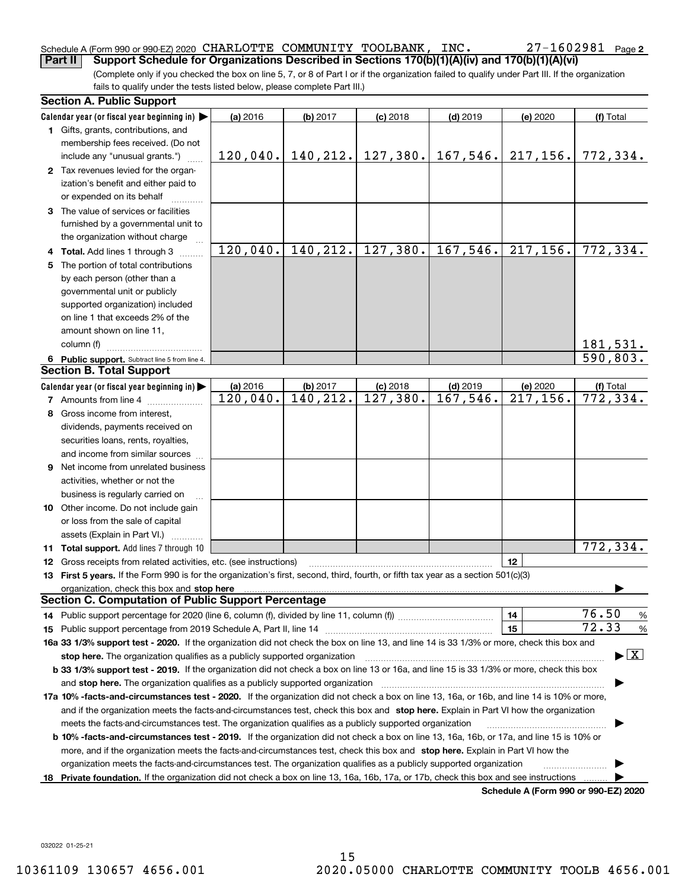Schedule A (Form 990 or 990-EZ) 2020 CHARLOTTE COMMUNITY TOOLBANK, INC. 27-1602981 Page 2

**Part II Support Schedule for Organizations Described in Sections 170(b)(1)(A)(iv) and 170(b)(1)(A)(vi)**

(Complete only if you checked the box on line 5, 7, or 8 of Part I or if the organization failed to qualify under Part III. If the organization fails to qualify under the tests listed below, please complete Part III.)

### Section A. Public Support

| Calendar year (or fiscal year beginning in) ▶ | (a) 2016 | (b) 2017 | (c) 2018 | (d) 2019 | (e) 2020 | (f) Total |
|---|---|---|---|---|---|---|
| 1 Gifts, grants, contributions, and membership fees received. (Do not include any "unusual grants.") | 120,040. | 140,212. | 127,380. | 167,546. | 217,156. | 772,334. |
| 2 Tax revenues levied for the organization's benefit and either paid to or expended on its behalf | | | | | | |
| 3 The value of services or facilities furnished by a governmental unit to the organization without charge | | | | | | |
| 4 Total. Add lines 1 through 3 | 120,040. | 140,212. | 127,380. | 167,546. | 217,156. | 772,334. |
| 5 The portion of total contributions by each person (other than a governmental unit or publicly supported organization) included on line 1 that exceeds 2% of the amount shown on line 11, column (f) | | | | | | 181,531. |
| 6 Public support. Subtract line 5 from line 4. | | | | | | 590,803. |

### Section B. Total Support

| Calendar year (or fiscal year beginning in) ▶ | (a) 2016 | (b) 2017 | (c) 2018 | (d) 2019 | (e) 2020 | (f) Total |
|---|---|---|---|---|---|---|
| 7 Amounts from line 4 | 120,040. | 140,212. | 127,380. | 167,546. | 217,156. | 772,334. |
| 8 Gross income from interest, dividends, payments received on securities loans, rents, royalties, and income from similar sources | | | | | | |
| 9 Net income from unrelated business activities, whether or not the business is regularly carried on | | | | | | |
| 10 Other income. Do not include gain or loss from the sale of capital assets (Explain in Part VI.) | | | | | | |
| 11 Total support. Add lines 7 through 10 | | | | | | 772,334. |

12 Gross receipts from related activities, etc. (see instructions) | 12 |

13 **First 5 years.** If the Form 990 is for the organization's first, second, third, fourth, or fifth tax year as a section 501(c)(3) organization, check this box and **stop here** ▶

### Section C. Computation of Public Support Percentage

14 Public support percentage for 2020 (line 6, column (f), divided by line 11, column (f)) | 14 | 76.50 %

15 Public support percentage from 2019 Schedule A, Part II, line 14 | 15 | 72.33 %

16a **33 1/3% support test - 2020.** If the organization did not check the box on line 13, and line 14 is 33 1/3% or more, check this box and **stop here.** The organization qualifies as a publicly supported organization ▶ [X]

b **33 1/3% support test - 2019.** If the organization did not check a box on line 13 or 16a, and line 15 is 33 1/3% or more, check this box and **stop here.** The organization qualifies as a publicly supported organization ▶

17a **10% -facts-and-circumstances test - 2020.** If the organization did not check a box on line 13, 16a, or 16b, and line 14 is 10% or more, and if the organization meets the facts-and-circumstances test, check this box and **stop here.** Explain in Part VI how the organization meets the facts-and-circumstances test. The organization qualifies as a publicly supported organization ▶

b **10% -facts-and-circumstances test - 2019.** If the organization did not check a box on line 13, 16a, 16b, or 17a, and line 15 is 10% or more, and if the organization meets the facts-and-circumstances test, check this box and **stop here.** Explain in Part VI how the organization meets the facts-and-circumstances test. The organization qualifies as a publicly supported organization ▶

18 **Private foundation.** If the organization did not check a box on line 13, 16a, 16b, 17a, or 17b, check this box and see instructions ▶

**Schedule A (Form 990 or 990-EZ) 2020**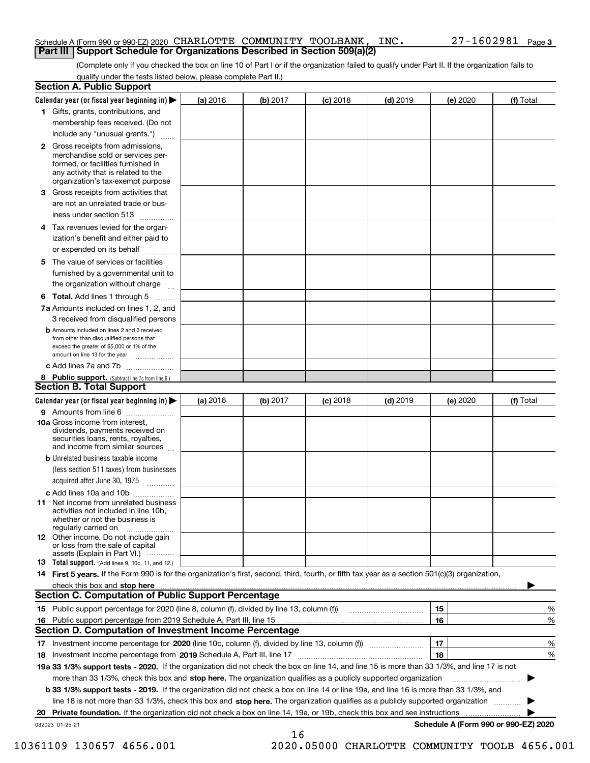Schedule A (Form 990 or 990-EZ) 2020 CHARLOTTE COMMUNITY TOOLBANK, INC. 27-1602981

## Part III Support Schedule for Organizations Described in Section 509(a)(2)

(Complete only if you checked the box on line 10 of Part I or if the organization failed to qualify under Part II. If the organization fails to qualify under the tests listed below, please complete Part II.)

### Section A. Public Support

| Calendar year (or fiscal year beginning in) ▶ | (a) 2016 | (b) 2017 | (c) 2018 | (d) 2019 | (e) 2020 | (f) Total |
|---|---|---|---|---|---|---|
| 1 Gifts, grants, contributions, and membership fees received. (Do not include any "unusual grants.") | | | | | | |
| 2 Gross receipts from admissions, merchandise sold or services performed, or facilities furnished in any activity that is related to the organization's tax-exempt purpose | | | | | | |
| 3 Gross receipts from activities that are not an unrelated trade or business under section 513 | | | | | | |
| 4 Tax revenues levied for the organization's benefit and either paid to or expended on its behalf | | | | | | |
| 5 The value of services or facilities furnished by a governmental unit to the organization without charge | | | | | | |
| 6 **Total.** Add lines 1 through 5 | | | | | | |
| 7a Amounts included on lines 1, 2, and 3 received from disqualified persons | | | | | | |
| b Amounts included on lines 2 and 3 received from other than disqualified persons that exceed the greater of $5,000 or 1% of the amount on line 13 for the year | | | | | | |
| c Add lines 7a and 7b | | | | | | |
| 8 **Public support.** (Subtract line 7c from line 6.) | | | | | | |

### Section B. Total Support

| Calendar year (or fiscal year beginning in) ▶ | (a) 2016 | (b) 2017 | (c) 2018 | (d) 2019 | (e) 2020 | (f) Total |
|---|---|---|---|---|---|---|
| 9 Amounts from line 6 | | | | | | |
| 10a Gross income from interest, dividends, payments received on securities loans, rents, royalties, and income from similar sources | | | | | | |
| b Unrelated business taxable income (less section 511 taxes) from businesses acquired after June 30, 1975 | | | | | | |
| c Add lines 10a and 10b | | | | | | |
| 11 Net income from unrelated business activities not included in line 10b, whether or not the business is regularly carried on | | | | | | |
| 12 Other income. Do not include gain or loss from the sale of capital assets (Explain in Part VI.) | | | | | | |
| 13 **Total support.** (Add lines 9, 10c, 11, and 12.) | | | | | | |

14 **First 5 years.** If the Form 990 is for the organization's first, second, third, fourth, or fifth tax year as a section 501(c)(3) organization, check this box and **stop here** ▶

### Section C. Computation of Public Support Percentage

| | | | |
|---|---|---|---|
| 15 | Public support percentage for 2020 (line 8, column (f), divided by line 13, column (f)) | 15 | % |
| 16 | Public support percentage from 2019 Schedule A, Part III, line 15 | 16 | % |

### Section D. Computation of Investment Income Percentage

| | | | |
|---|---|---|---|
| 17 | Investment income percentage for **2020** (line 10c, column (f), divided by line 13, column (f)) | 17 | % |
| 18 | Investment income percentage from **2019** Schedule A, Part III, line 17 | 18 | % |

**19a 33 1/3% support tests - 2020.** If the organization did not check the box on line 14, and line 15 is more than 33 1/3%, and line 17 is not more than 33 1/3%, check this box and **stop here.** The organization qualifies as a publicly supported organization ▶

**b 33 1/3% support tests - 2019.** If the organization did not check a box on line 14 or line 19a, and line 16 is more than 33 1/3%, and line 18 is not more than 33 1/3%, check this box and **stop here.** The organization qualifies as a publicly supported organization ▶

**20 Private foundation.** If the organization did not check a box on line 14, 19a, or 19b, check this box and see instructions ▶

032023 01-25-21 **Schedule A (Form 990 or 990-EZ) 2020**

10361109 130657 4656.001 2020.05000 CHARLOTTE COMMUNITY TOOLB 4656.001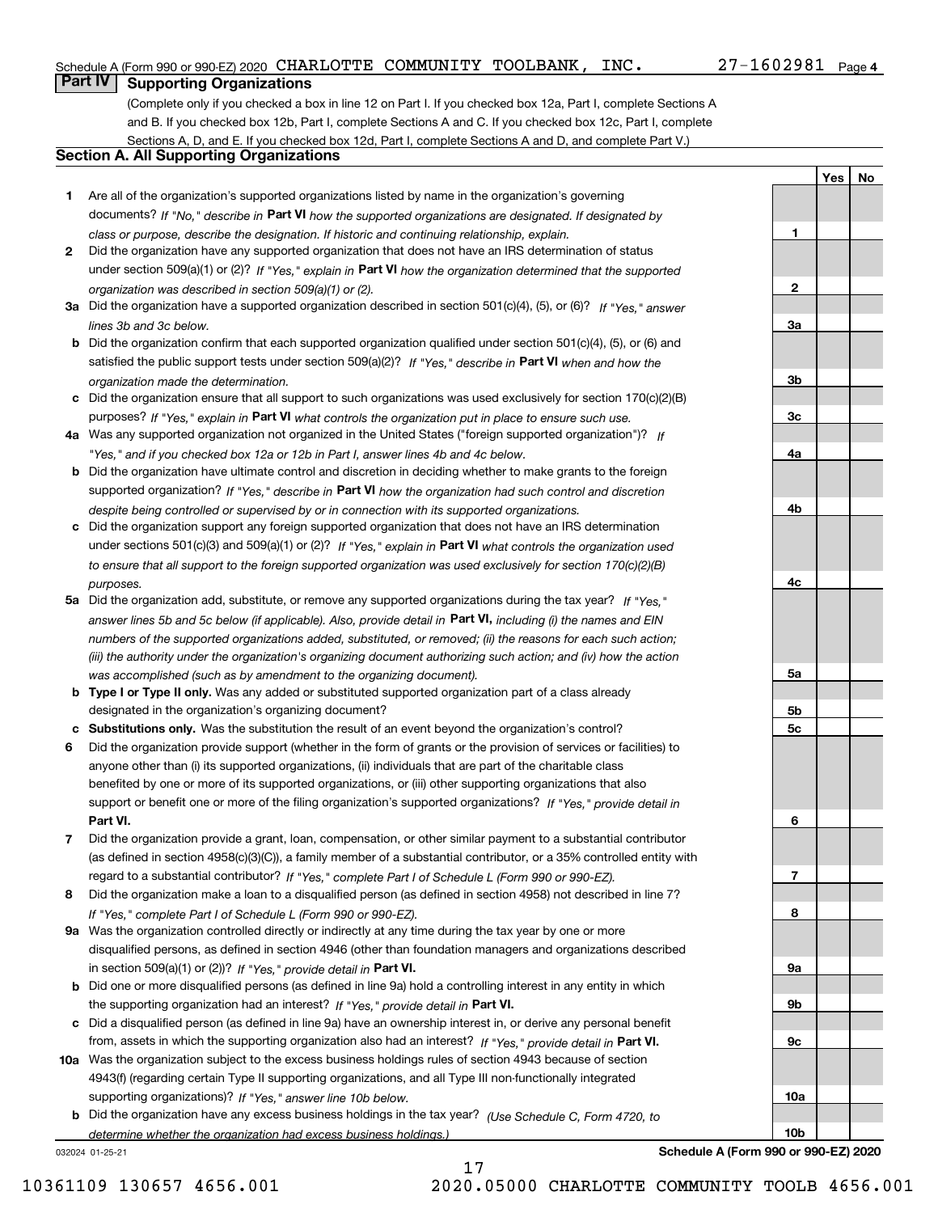Schedule A (Form 990 or 990-EZ) 2020 CHARLOTTE COMMUNITY TOOLBANK, INC. 27-1602981 Page 4

## Part IV Supporting Organizations

(Complete only if you checked a box in line 12 on Part I. If you checked box 12a, Part I, complete Sections A and B. If you checked box 12b, Part I, complete Sections A and C. If you checked box 12c, Part I, complete Sections A, D, and E. If you checked box 12d, Part I, complete Sections A and D, and complete Part V.)

### Section A. All Supporting Organizations

| | | | Yes | No |
|---|---|---|---|---|
| **1** | Are all of the organization's supported organizations listed by name in the organization's governing documents? *If "No," describe in* **Part VI** *how the supported organizations are designated. If designated by class or purpose, describe the designation. If historic and continuing relationship, explain.* | **1** | | |
| **2** | Did the organization have any supported organization that does not have an IRS determination of status under section 509(a)(1) or (2)? *If "Yes," explain in* **Part VI** *how the organization determined that the supported organization was described in section 509(a)(1) or (2).* | **2** | | |
| **3a** | Did the organization have a supported organization described in section 501(c)(4), (5), or (6)? *If "Yes," answer lines 3b and 3c below.* | **3a** | | |
| **b** | Did the organization confirm that each supported organization qualified under section 501(c)(4), (5), or (6) and satisfied the public support tests under section 509(a)(2)? *If "Yes," describe in* **Part VI** *when and how the organization made the determination.* | **3b** | | |
| **c** | Did the organization ensure that all support to such organizations was used exclusively for section 170(c)(2)(B) purposes? *If "Yes," explain in* **Part VI** *what controls the organization put in place to ensure such use.* | **3c** | | |
| **4a** | Was any supported organization not organized in the United States ("foreign supported organization")? *If "Yes," and if you checked box 12a or 12b in Part I, answer lines 4b and 4c below.* | **4a** | | |
| **b** | Did the organization have ultimate control and discretion in deciding whether to make grants to the foreign supported organization? *If "Yes," describe in* **Part VI** *how the organization had such control and discretion despite being controlled or supervised by or in connection with its supported organizations.* | **4b** | | |
| **c** | Did the organization support any foreign supported organization that does not have an IRS determination under sections 501(c)(3) and 509(a)(1) or (2)? *If "Yes," explain in* **Part VI** *what controls the organization used to ensure that all support to the foreign supported organization was used exclusively for section 170(c)(2)(B) purposes.* | **4c** | | |
| **5a** | Did the organization add, substitute, or remove any supported organizations during the tax year? *If "Yes," answer lines 5b and 5c below (if applicable). Also, provide detail in* **Part VI,** *including (i) the names and EIN numbers of the supported organizations added, substituted, or removed; (ii) the reasons for each such action; (iii) the authority under the organization's organizing document authorizing such action; and (iv) how the action was accomplished (such as by amendment to the organizing document).* | **5a** | | |
| **b** | **Type I or Type II only.** Was any added or substituted supported organization part of a class already designated in the organization's organizing document? | **5b** | | |
| **c** | **Substitutions only.** Was the substitution the result of an event beyond the organization's control? | **5c** | | |
| **6** | Did the organization provide support (whether in the form of grants or the provision of services or facilities) to anyone other than (i) its supported organizations, (ii) individuals that are part of the charitable class benefited by one or more of its supported organizations, or (iii) other supporting organizations that also support or benefit one or more of the filing organization's supported organizations? *If "Yes," provide detail in* **Part VI.** | **6** | | |
| **7** | Did the organization provide a grant, loan, compensation, or other similar payment to a substantial contributor (as defined in section 4958(c)(3)(C)), a family member of a substantial contributor, or a 35% controlled entity with regard to a substantial contributor? *If "Yes," complete Part I of Schedule L (Form 990 or 990-EZ).* | **7** | | |
| **8** | Did the organization make a loan to a disqualified person (as defined in section 4958) not described in line 7? *If "Yes," complete Part I of Schedule L (Form 990 or 990-EZ).* | **8** | | |
| **9a** | Was the organization controlled directly or indirectly at any time during the tax year by one or more disqualified persons, as defined in section 4946 (other than foundation managers and organizations described in section 509(a)(1) or (2))? *If "Yes," provide detail in* **Part VI.** | **9a** | | |
| **b** | Did one or more disqualified persons (as defined in line 9a) hold a controlling interest in any entity in which the supporting organization had an interest? *If "Yes," provide detail in* **Part VI.** | **9b** | | |
| **c** | Did a disqualified person (as defined in line 9a) have an ownership interest in, or derive any personal benefit from, assets in which the supporting organization also had an interest? *If "Yes," provide detail in* **Part VI.** | **9c** | | |
| **10a** | Was the organization subject to the excess business holdings rules of section 4943 because of section 4943(f) (regarding certain Type II supporting organizations, and all Type III non-functionally integrated supporting organizations)? *If "Yes," answer line 10b below.* | **10a** | | |
| **b** | Did the organization have any excess business holdings in the tax year? *(Use Schedule C, Form 4720, to determine whether the organization had excess business holdings.)* | **10b** | | |

032024 01-25-21 **Schedule A (Form 990 or 990-EZ) 2020**

10361109 130657 4656.001 2020.05000 CHARLOTTE COMMUNITY TOOLB 4656.001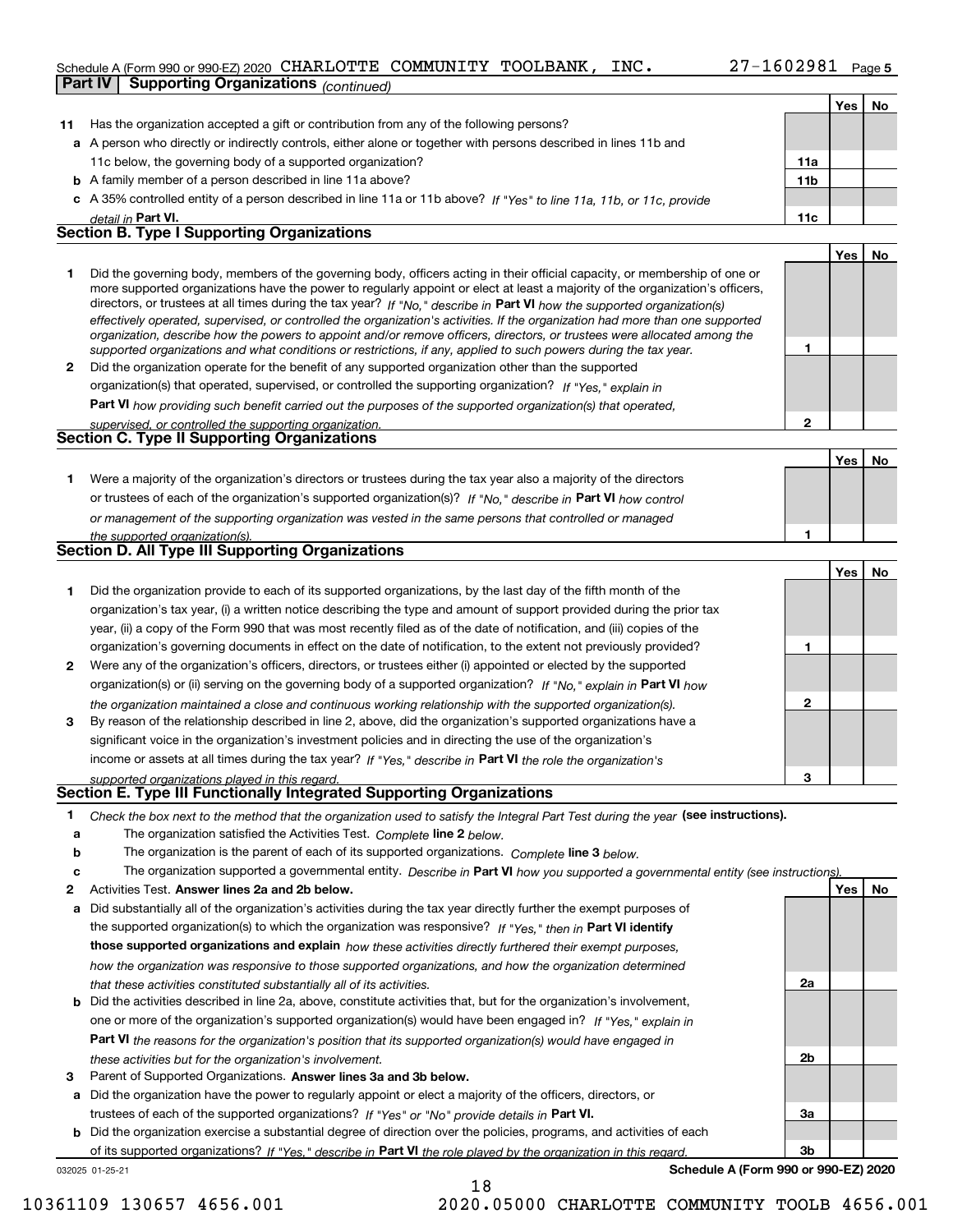Schedule A (Form 990 or 990-EZ) 2020 CHARLOTTE COMMUNITY TOOLBANK, INC. 27-1602981 Page 5

**Part IV Supporting Organizations** *(continued)*

| | | | Yes | No |
|---|---|---|---|---|
| **11** | Has the organization accepted a gift or contribution from any of the following persons? | | | |
| **a** | A person who directly or indirectly controls, either alone or together with persons described in lines 11b and 11c below, the governing body of a supported organization? | **11a** | | |
| **b** | A family member of a person described in line 11a above? | **11b** | | |
| **c** | A 35% controlled entity of a person described in line 11a or 11b above? *If "Yes" to line 11a, 11b, or 11c, provide detail in* **Part VI.** | **11c** | | |

## Section B. Type I Supporting Organizations

| | | | Yes | No |
|---|---|---|---|---|
| **1** | Did the governing body, members of the governing body, officers acting in their official capacity, or membership of one or more supported organizations have the power to regularly appoint or elect at least a majority of the organization's officers, directors, or trustees at all times during the tax year? *If "No," describe in* **Part VI** *how the supported organization(s) effectively operated, supervised, or controlled the organization's activities. If the organization had more than one supported organization, describe how the powers to appoint and/or remove officers, directors, or trustees were allocated among the supported organizations and what conditions or restrictions, if any, applied to such powers during the tax year.* | **1** | | |
| **2** | Did the organization operate for the benefit of any supported organization other than the supported organization(s) that operated, supervised, or controlled the supporting organization? *If "Yes," explain in* **Part VI** *how providing such benefit carried out the purposes of the supported organization(s) that operated, supervised, or controlled the supporting organization.* | **2** | | |

## Section C. Type II Supporting Organizations

| | | | Yes | No |
|---|---|---|---|---|
| **1** | Were a majority of the organization's directors or trustees during the tax year also a majority of the directors or trustees of each of the organization's supported organization(s)? *If "No," describe in* **Part VI** *how control or management of the supporting organization was vested in the same persons that controlled or managed the supported organization(s).* | **1** | | |

## Section D. All Type III Supporting Organizations

| | | | Yes | No |
|---|---|---|---|---|
| **1** | Did the organization provide to each of its supported organizations, by the last day of the fifth month of the organization's tax year, (i) a written notice describing the type and amount of support provided during the prior tax year, (ii) a copy of the Form 990 that was most recently filed as of the date of notification, and (iii) copies of the organization's governing documents in effect on the date of notification, to the extent not previously provided? | **1** | | |
| **2** | Were any of the organization's officers, directors, or trustees either (i) appointed or elected by the supported organization(s) or (ii) serving on the governing body of a supported organization? *If "No," explain in* **Part VI** *how the organization maintained a close and continuous working relationship with the supported organization(s).* | **2** | | |
| **3** | By reason of the relationship described in line 2, above, did the organization's supported organizations have a significant voice in the organization's investment policies and in directing the use of the organization's income or assets at all times during the tax year? *If "Yes," describe in* **Part VI** *the role the organization's supported organizations played in this regard.* | **3** | | |

## Section E. Type III Functionally Integrated Supporting Organizations

**1** *Check the box next to the method that the organization used to satisfy the Integral Part Test during the year* **(see instructions).**

- **a** The organization satisfied the Activities Test. *Complete* **line 2** *below.*
- **b** The organization is the parent of each of its supported organizations. *Complete* **line 3** *below.*
- **c** The organization supported a governmental entity. *Describe in* **Part VI** *how you supported a governmental entity (see instructions).*

| | | | Yes | No |
|---|---|---|---|---|
| **2** | Activities Test. **Answer lines 2a and 2b below.** | | | |
| **a** | Did substantially all of the organization's activities during the tax year directly further the exempt purposes of the supported organization(s) to which the organization was responsive? *If "Yes," then in* **Part VI identify those supported organizations and explain** *how these activities directly furthered their exempt purposes, how the organization was responsive to those supported organizations, and how the organization determined that these activities constituted substantially all of its activities.* | **2a** | | |
| **b** | Did the activities described in line 2a, above, constitute activities that, but for the organization's involvement, one or more of the organization's supported organization(s) would have been engaged in? *If "Yes," explain in* **Part VI** *the reasons for the organization's position that its supported organization(s) would have engaged in these activities but for the organization's involvement.* | **2b** | | |
| **3** | Parent of Supported Organizations. **Answer lines 3a and 3b below.** | | | |
| **a** | Did the organization have the power to regularly appoint or elect a majority of the officers, directors, or trustees of each of the supported organizations? *If "Yes" or "No" provide details in* **Part VI.** | **3a** | | |
| **b** | Did the organization exercise a substantial degree of direction over the policies, programs, and activities of each of its supported organizations? *If "Yes," describe in* **Part VI** *the role played by the organization in this regard.* | **3b** | | |

032025 01-25-21 **Schedule A (Form 990 or 990-EZ) 2020**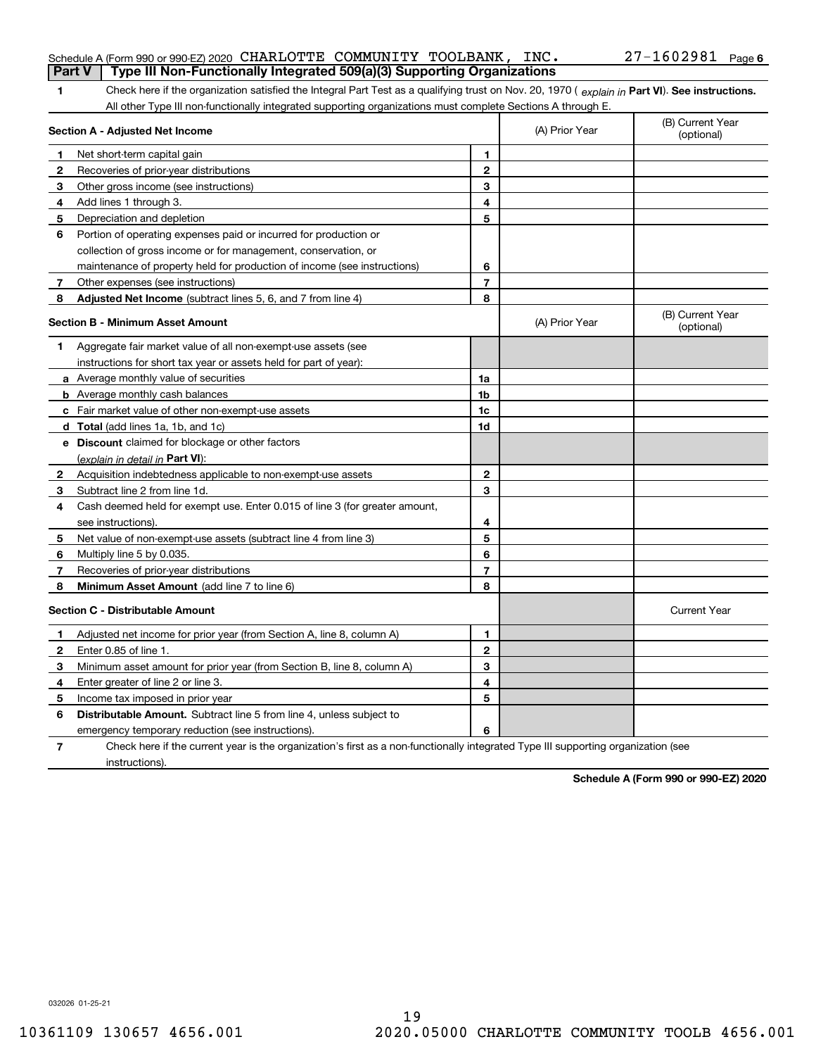Schedule A (Form 990 or 990-EZ) 2020 CHARLOTTE COMMUNITY TOOLBANK, INC. 27-1602981 Page 6

## Part V Type III Non-Functionally Integrated 509(a)(3) Supporting Organizations

**1** Check here if the organization satisfied the Integral Part Test as a qualifying trust on Nov. 20, 1970 ( *explain in* **Part VI**). **See instructions.** All other Type III non-functionally integrated supporting organizations must complete Sections A through E.

| **Section A - Adjusted Net Income** | | (A) Prior Year | (B) Current Year (optional) |
|---|---|---|---|
| **1** Net short-term capital gain | **1** | | |
| **2** Recoveries of prior-year distributions | **2** | | |
| **3** Other gross income (see instructions) | **3** | | |
| **4** Add lines 1 through 3. | **4** | | |
| **5** Depreciation and depletion | **5** | | |
| **6** Portion of operating expenses paid or incurred for production or collection of gross income or for management, conservation, or maintenance of property held for production of income (see instructions) | **6** | | |
| **7** Other expenses (see instructions) | **7** | | |
| **8** **Adjusted Net Income** (subtract lines 5, 6, and 7 from line 4) | **8** | | |

| **Section B - Minimum Asset Amount** | | (A) Prior Year | (B) Current Year (optional) |
|---|---|---|---|
| **1** Aggregate fair market value of all non-exempt-use assets (see instructions for short tax year or assets held for part of year): | | | |
| **a** Average monthly value of securities | **1a** | | |
| **b** Average monthly cash balances | **1b** | | |
| **c** Fair market value of other non-exempt-use assets | **1c** | | |
| **d** **Total** (add lines 1a, 1b, and 1c) | **1d** | | |
| **e** **Discount** claimed for blockage or other factors (*explain in detail in* **Part VI**): | | | |
| **2** Acquisition indebtedness applicable to non-exempt-use assets | **2** | | |
| **3** Subtract line 2 from line 1d. | **3** | | |
| **4** Cash deemed held for exempt use. Enter 0.015 of line 3 (for greater amount, see instructions). | **4** | | |
| **5** Net value of non-exempt-use assets (subtract line 4 from line 3) | **5** | | |
| **6** Multiply line 5 by 0.035. | **6** | | |
| **7** Recoveries of prior-year distributions | **7** | | |
| **8** **Minimum Asset Amount** (add line 7 to line 6) | **8** | | |

| **Section C - Distributable Amount** | | | Current Year |
|---|---|---|---|
| **1** Adjusted net income for prior year (from Section A, line 8, column A) | **1** | | |
| **2** Enter 0.85 of line 1. | **2** | | |
| **3** Minimum asset amount for prior year (from Section B, line 8, column A) | **3** | | |
| **4** Enter greater of line 2 or line 3. | **4** | | |
| **5** Income tax imposed in prior year | **5** | | |
| **6** **Distributable Amount.** Subtract line 5 from line 4, unless subject to emergency temporary reduction (see instructions). | **6** | | |

**7** Check here if the current year is the organization's first as a non-functionally integrated Type III supporting organization (see instructions).

**Schedule A (Form 990 or 990-EZ) 2020**

032026 01-25-21

10361109 130657 4656.001 2020.05000 CHARLOTTE COMMUNITY TOOLB 4656.001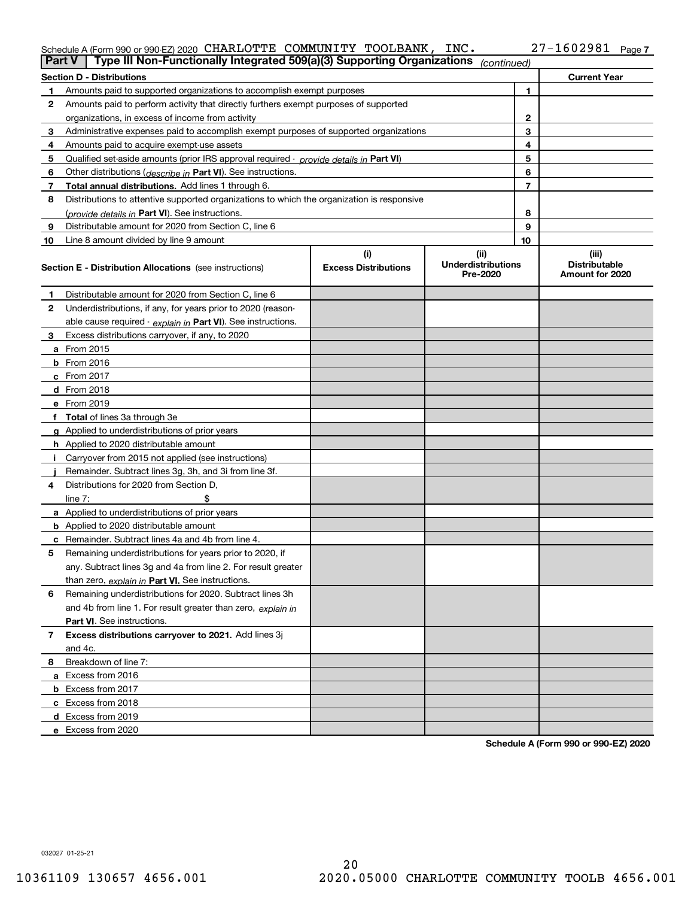Schedule A (Form 990 or 990-EZ) 2020 CHARLOTTE COMMUNITY TOOLBANK, INC. 27-1602981

**Part V | Type III Non-Functionally Integrated 509(a)(3) Supporting Organizations** *(continued)*

| Section D - Distributions | | | Current Year |
|---|---|---|---|
| 1 | Amounts paid to supported organizations to accomplish exempt purposes | 1 | |
| 2 | Amounts paid to perform activity that directly furthers exempt purposes of supported organizations, in excess of income from activity | 2 | |
| 3 | Administrative expenses paid to accomplish exempt purposes of supported organizations | 3 | |
| 4 | Amounts paid to acquire exempt-use assets | 4 | |
| 5 | Qualified set-aside amounts (prior IRS approval required - *provide details in* **Part VI**) | 5 | |
| 6 | Other distributions (*describe in* **Part VI**). See instructions. | 6 | |
| 7 | **Total annual distributions.** Add lines 1 through 6. | 7 | |
| 8 | Distributions to attentive supported organizations to which the organization is responsive (*provide details in* **Part VI**). See instructions. | 8 | |
| 9 | Distributable amount for 2020 from Section C, line 6 | 9 | |
| 10 | Line 8 amount divided by line 9 amount | 10 | |

| **Section E - Distribution Allocations** (see instructions) | (i) Excess Distributions | (ii) Underdistributions Pre-2020 | (iii) Distributable Amount for 2020 |
|---|---|---|---|
| **1** Distributable amount for 2020 from Section C, line 6 | | | |
| **2** Underdistributions, if any, for years prior to 2020 (reasonable cause required - *explain in* **Part VI**). See instructions. | | | |
| **3** Excess distributions carryover, if any, to 2020 | | | |
| **a** From 2015 | | | |
| **b** From 2016 | | | |
| **c** From 2017 | | | |
| **d** From 2018 | | | |
| **e** From 2019 | | | |
| **f Total** of lines 3a through 3e | | | |
| **g** Applied to underdistributions of prior years | | | |
| **h** Applied to 2020 distributable amount | | | |
| **i** Carryover from 2015 not applied (see instructions) | | | |
| **j** Remainder. Subtract lines 3g, 3h, and 3i from line 3f. | | | |
| **4** Distributions for 2020 from Section D, line 7: $ | | | |
| **a** Applied to underdistributions of prior years | | | |
| **b** Applied to 2020 distributable amount | | | |
| **c** Remainder. Subtract lines 4a and 4b from line 4. | | | |
| **5** Remaining underdistributions for years prior to 2020, if any. Subtract lines 3g and 4a from line 2. For result greater than zero, *explain in* **Part VI.** See instructions. | | | |
| **6** Remaining underdistributions for 2020. Subtract lines 3h and 4b from line 1. For result greater than zero, *explain in* **Part VI**. See instructions. | | | |
| **7 Excess distributions carryover to 2021.** Add lines 3j and 4c. | | | |
| **8** Breakdown of line 7: | | | |
| **a** Excess from 2016 | | | |
| **b** Excess from 2017 | | | |
| **c** Excess from 2018 | | | |
| **d** Excess from 2019 | | | |
| **e** Excess from 2020 | | | |

**Schedule A (Form 990 or 990-EZ) 2020**

032027 01-25-21

10361109 130657 4656.001 2020.05000 CHARLOTTE COMMUNITY TOOLB 4656.001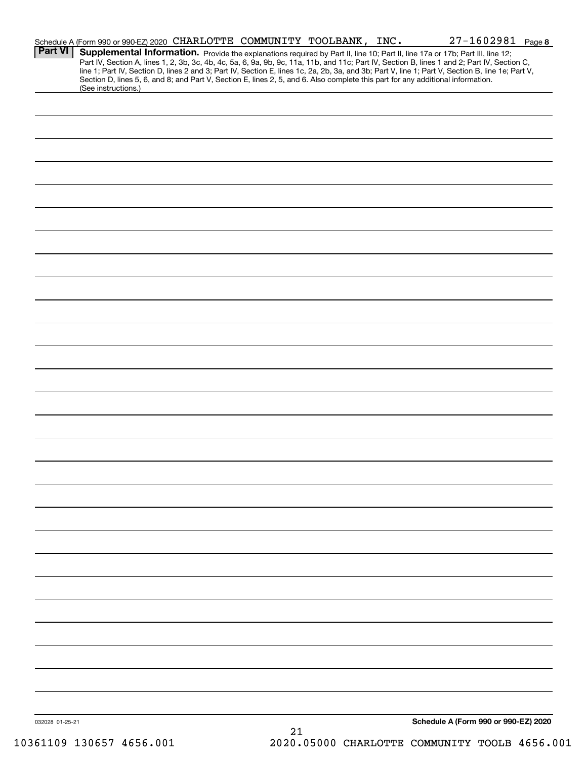Schedule A (Form 990 or 990-EZ) 2020 CHARLOTTE COMMUNITY TOOLBANK, INC. 27-1602981 Page 8

**Part VI** **Supplemental Information.** Provide the explanations required by Part II, line 10; Part II, line 17a or 17b; Part III, line 12; Part IV, Section A, lines 1, 2, 3b, 3c, 4b, 4c, 5a, 6, 9a, 9b, 9c, 11a, 11b, and 11c; Part IV, Section B, lines 1 and 2; Part IV, Section C, line 1; Part IV, Section D, lines 2 and 3; Part IV, Section E, lines 1c, 2a, 2b, 3a, and 3b; Part V, line 1; Part V, Section B, line 1e; Part V, Section D, lines 5, 6, and 8; and Part V, Section E, lines 2, 5, and 6. Also complete this part for any additional information. (See instructions.)

032028 01-25-21

**Schedule A (Form 990 or 990-EZ) 2020**

10361109 130657 4656.001 2020.05000 CHARLOTTE COMMUNITY TOOLB 4656.001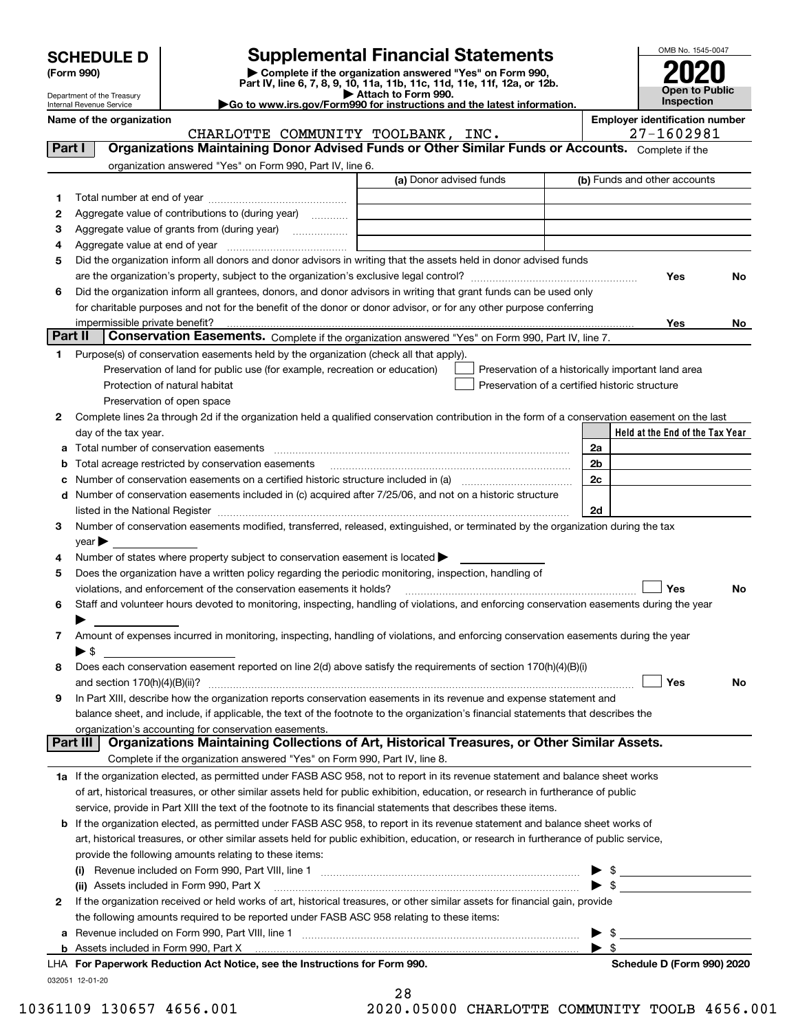**SCHEDULE D (Form 990)**

Department of the Treasury
Internal Revenue Service

# Supplemental Financial Statements

▶ Complete if the organization answered "Yes" on Form 990, Part IV, line 6, 7, 8, 9, 10, 11a, 11b, 11c, 11d, 11e, 11f, 12a, or 12b.
▶ Attach to Form 990.
▶Go to www.irs.gov/Form990 for instructions and the latest information.

OMB No. 1545-0047

**2020**

**Open to Public Inspection**

**Name of the organization:** CHARLOTTE COMMUNITY TOOLBANK, INC.

**Employer identification number:** 27-1602981

## Part I — Organizations Maintaining Donor Advised Funds or Other Similar Funds or Accounts.

Complete if the organization answered "Yes" on Form 990, Part IV, line 6.

| | | (a) Donor advised funds | (b) Funds and other accounts |
|---|---|---|---|
| 1 | Total number at end of year | | |
| 2 | Aggregate value of contributions to (during year) | | |
| 3 | Aggregate value of grants from (during year) | | |
| 4 | Aggregate value at end of year | | |

5 Did the organization inform all donors and donor advisors in writing that the assets held in donor advised funds are the organization's property, subject to the organization's exclusive legal control? Yes No

6 Did the organization inform all grantees, donors, and donor advisors in writing that grant funds can be used only for charitable purposes and not for the benefit of the donor or donor advisor, or for any other purpose conferring impermissible private benefit? Yes No

## Part II — Conservation Easements.

Complete if the organization answered "Yes" on Form 990, Part IV, line 7.

1 Purpose(s) of conservation easements held by the organization (check all that apply).

- ☐ Preservation of land for public use (for example, recreation or education)
- ☐ Protection of natural habitat
- ☐ Preservation of open space
- ☐ Preservation of a historically important land area
- ☐ Preservation of a certified historic structure

2 Complete lines 2a through 2d if the organization held a qualified conservation contribution in the form of a conservation easement on the last day of the tax year.

| | | | Held at the End of the Tax Year |
|---|---|---|---|
| a | Total number of conservation easements | 2a | |
| b | Total acreage restricted by conservation easements | 2b | |
| c | Number of conservation easements on a certified historic structure included in (a) | 2c | |
| d | Number of conservation easements included in (c) acquired after 7/25/06, and not on a historic structure listed in the National Register | 2d | |

3 Number of conservation easements modified, transferred, released, extinguished, or terminated by the organization during the tax year ▶

4 Number of states where property subject to conservation easement is located ▶

5 Does the organization have a written policy regarding the periodic monitoring, inspection, handling of violations, and enforcement of the conservation easements it holds? ☐ Yes No

6 Staff and volunteer hours devoted to monitoring, inspecting, handling of violations, and enforcing conservation easements during the year ▶

7 Amount of expenses incurred in monitoring, inspecting, handling of violations, and enforcing conservation easements during the year ▶ $

8 Does each conservation easement reported on line 2(d) above satisfy the requirements of section 170(h)(4)(B)(i) and section 170(h)(4)(B)(ii)? ☐ Yes No

9 In Part XIII, describe how the organization reports conservation easements in its revenue and expense statement and balance sheet, and include, if applicable, the text of the footnote to the organization's financial statements that describes the organization's accounting for conservation easements.

## Part III — Organizations Maintaining Collections of Art, Historical Treasures, or Other Similar Assets.

Complete if the organization answered "Yes" on Form 990, Part IV, line 8.

1a If the organization elected, as permitted under FASB ASC 958, not to report in its revenue statement and balance sheet works of art, historical treasures, or other similar assets held for public exhibition, education, or research in furtherance of public service, provide in Part XIII the text of the footnote to its financial statements that describes these items.

b If the organization elected, as permitted under FASB ASC 958, to report in its revenue statement and balance sheet works of art, historical treasures, or other similar assets held for public exhibition, education, or research in furtherance of public service, provide the following amounts relating to these items:

(i) Revenue included on Form 990, Part VIII, line 1 ▶ $

(ii) Assets included in Form 990, Part X ▶ $

2 If the organization received or held works of art, historical treasures, or other similar assets for financial gain, provide the following amounts required to be reported under FASB ASC 958 relating to these items:

a Revenue included on Form 990, Part VIII, line 1 ▶ $

b Assets included in Form 990, Part X ▶ $

LHA For Paperwork Reduction Act Notice, see the Instructions for Form 990. Schedule D (Form 990) 2020

032051 12-01-20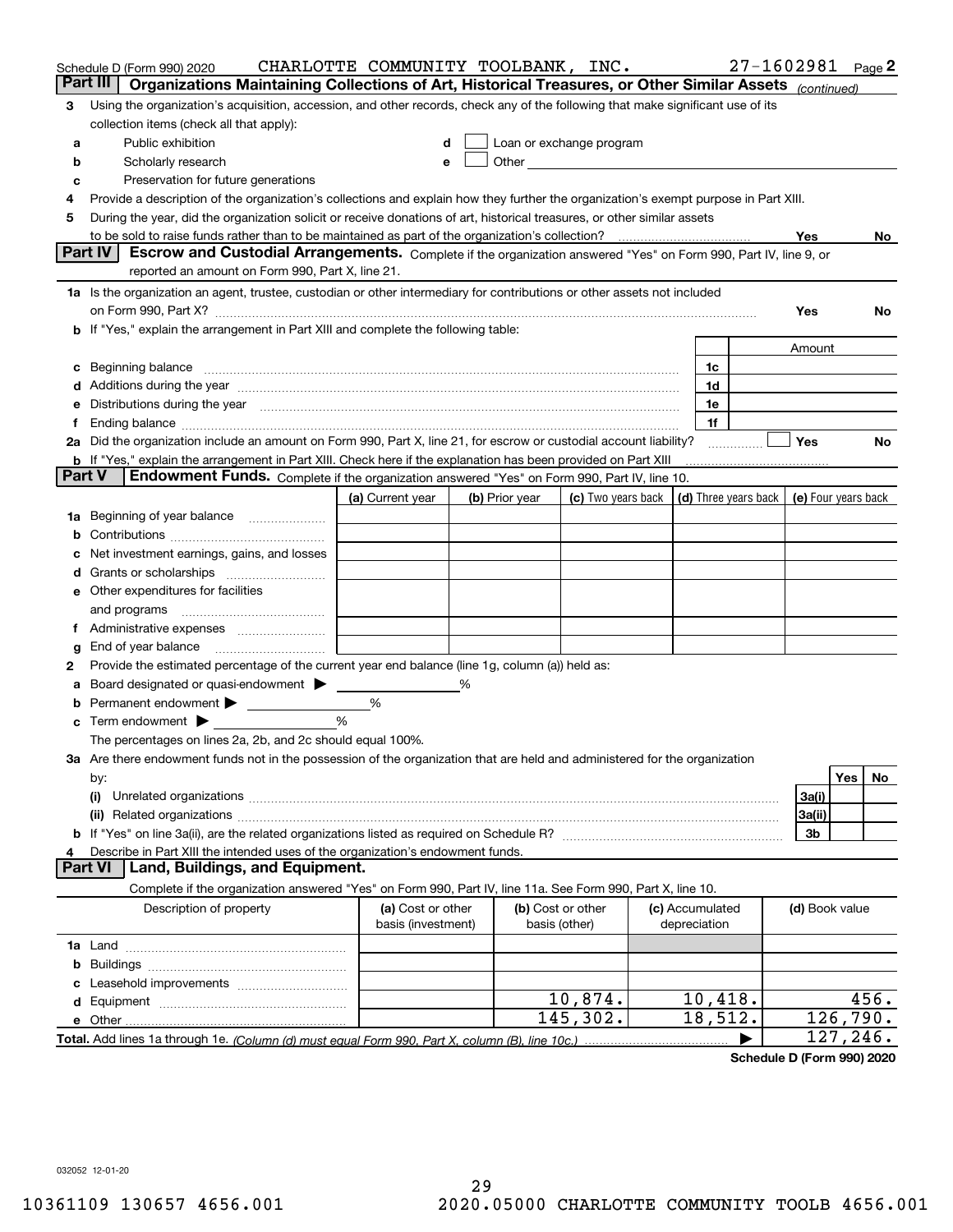Schedule D (Form 990) 2020 CHARLOTTE COMMUNITY TOOLBANK, INC. 27-1602981 Page 2

## Part III Organizations Maintaining Collections of Art, Historical Treasures, or Other Similar Assets *(continued)*

**3** Using the organization's acquisition, accession, and other records, check any of the following that make significant use of its collection items (check all that apply):

- **a** Public exhibition
- **b** Scholarly research
- **c** Preservation for future generations
- **d** Loan or exchange program
- **e** Other

**4** Provide a description of the organization's collections and explain how they further the organization's exempt purpose in Part XIII.

**5** During the year, did the organization solicit or receive donations of art, historical treasures, or other similar assets to be sold to raise funds rather than to be maintained as part of the organization's collection? Yes No

## Part IV Escrow and Custodial Arrangements.

Complete if the organization answered "Yes" on Form 990, Part IV, line 9, or reported an amount on Form 990, Part X, line 21.

**1a** Is the organization an agent, trustee, custodian or other intermediary for contributions or other assets not included on Form 990, Part X? Yes No

**b** If "Yes," explain the arrangement in Part XIII and complete the following table:

| | | Amount |
|---|---|---|
| **c** Beginning balance | 1c | |
| **d** Additions during the year | 1d | |
| **e** Distributions during the year | 1e | |
| **f** Ending balance | 1f | |

**2a** Did the organization include an amount on Form 990, Part X, line 21, for escrow or custodial account liability? Yes No

**b** If "Yes," explain the arrangement in Part XIII. Check here if the explanation has been provided on Part XIII

## Part V Endowment Funds.

Complete if the organization answered "Yes" on Form 990, Part IV, line 10.

| | (a) Current year | (b) Prior year | (c) Two years back | (d) Three years back | (e) Four years back |
|---|---|---|---|---|---|
| **1a** Beginning of year balance | | | | | |
| **b** Contributions | | | | | |
| **c** Net investment earnings, gains, and losses | | | | | |
| **d** Grants or scholarships | | | | | |
| **e** Other expenditures for facilities and programs | | | | | |
| **f** Administrative expenses | | | | | |
| **g** End of year balance | | | | | |

**2** Provide the estimated percentage of the current year end balance (line 1g, column (a)) held as:

- **a** Board designated or quasi-endowment ▶ %
- **b** Permanent endowment ▶ %
- **c** Term endowment ▶ %

The percentages on lines 2a, 2b, and 2c should equal 100%.

**3a** Are there endowment funds not in the possession of the organization that are held and administered for the organization by:

| | | Yes | No |
|---|---|---|---|
| **(i)** Unrelated organizations | 3a(i) | | |
| **(ii)** Related organizations | 3a(ii) | | |
| **b** If "Yes" on line 3a(ii), are the related organizations listed as required on Schedule R? | 3b | | |

**4** Describe in Part XIII the intended uses of the organization's endowment funds.

## Part VI Land, Buildings, and Equipment.

Complete if the organization answered "Yes" on Form 990, Part IV, line 11a. See Form 990, Part X, line 10.

| Description of property | (a) Cost or other basis (investment) | (b) Cost or other basis (other) | (c) Accumulated depreciation | (d) Book value |
|---|---|---|---|---|
| **1a** Land | | | | |
| **b** Buildings | | | | |
| **c** Leasehold improvements | | | | |
| **d** Equipment | | 10,874. | 10,418. | 456. |
| **e** Other | | 145,302. | 18,512. | 126,790. |
| **Total.** Add lines 1a through 1e. *(Column (d) must equal Form 990, Part X, column (B), line 10c.)* | | | ▶ | 127,246. |

**Schedule D (Form 990) 2020**

032052 12-01-20

10361109 130657 4656.001 2020.05000 CHARLOTTE COMMUNITY TOOLB 4656.001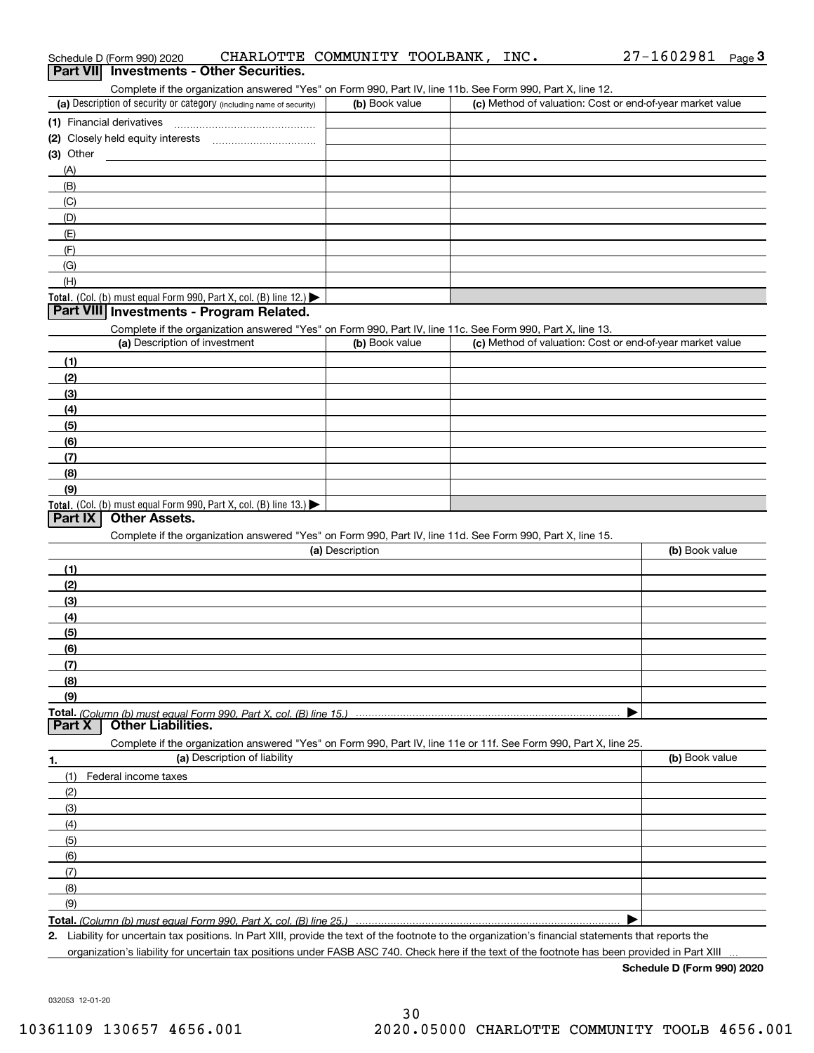Schedule D (Form 990) 2020 CHARLOTTE COMMUNITY TOOLBANK, INC. 27-1602981 Page 3

## Part VII Investments - Other Securities.

Complete if the organization answered "Yes" on Form 990, Part IV, line 11b. See Form 990, Part X, line 12.

| (a) Description of security or category (including name of security) | (b) Book value | (c) Method of valuation: Cost or end-of-year market value |
|---|---|---|
| (1) Financial derivatives | | |
| (2) Closely held equity interests | | |
| (3) Other | | |
| (A) | | |
| (B) | | |
| (C) | | |
| (D) | | |
| (E) | | |
| (F) | | |
| (G) | | |
| (H) | | |
| **Total.** (Col. (b) must equal Form 990, Part X, col. (B) line 12.) ▶ | | |

## Part VIII Investments - Program Related.

Complete if the organization answered "Yes" on Form 990, Part IV, line 11c. See Form 990, Part X, line 13.

| (a) Description of investment | (b) Book value | (c) Method of valuation: Cost or end-of-year market value |
|---|---|---|
| (1) | | |
| (2) | | |
| (3) | | |
| (4) | | |
| (5) | | |
| (6) | | |
| (7) | | |
| (8) | | |
| (9) | | |
| **Total.** (Col. (b) must equal Form 990, Part X, col. (B) line 13.) ▶ | | |

## Part IX Other Assets.

Complete if the organization answered "Yes" on Form 990, Part IV, line 11d. See Form 990, Part X, line 15.

| (a) Description | (b) Book value |
|---|---|
| (1) | |
| (2) | |
| (3) | |
| (4) | |
| (5) | |
| (6) | |
| (7) | |
| (8) | |
| (9) | |
| **Total.** *(Column (b) must equal Form 990, Part X, col. (B) line 15.)* ▶ | |

## Part X Other Liabilities.

Complete if the organization answered "Yes" on Form 990, Part IV, line 11e or 11f. See Form 990, Part X, line 25.

| 1. (a) Description of liability | (b) Book value |
|---|---|
| (1) Federal income taxes | |
| (2) | |
| (3) | |
| (4) | |
| (5) | |
| (6) | |
| (7) | |
| (8) | |
| (9) | |
| **Total.** *(Column (b) must equal Form 990, Part X, col. (B) line 25.)* ▶ | |

**2.** Liability for uncertain tax positions. In Part XIII, provide the text of the footnote to the organization's financial statements that reports the organization's liability for uncertain tax positions under FASB ASC 740. Check here if the text of the footnote has been provided in Part XIII ☐

**Schedule D (Form 990) 2020**

032053 12-01-20

10361109 130657 4656.001 2020.05000 CHARLOTTE COMMUNITY TOOLB 4656.001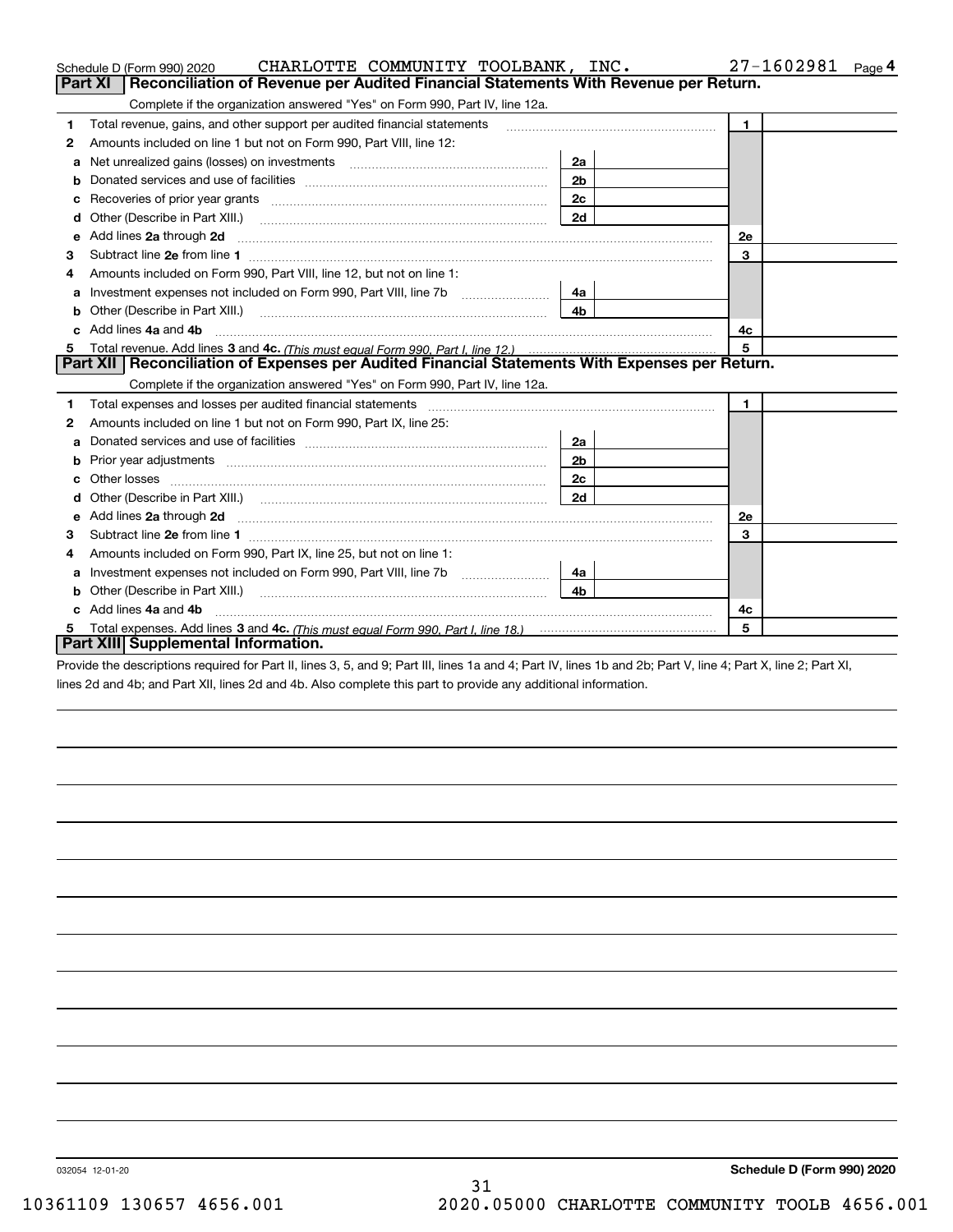Schedule D (Form 990) 2020 CHARLOTTE COMMUNITY TOOLBANK, INC. 27-1602981

## Part XI Reconciliation of Revenue per Audited Financial Statements With Revenue per Return.

Complete if the organization answered "Yes" on Form 990, Part IV, line 12a.

| | | | | | |
|---|---|---|---|---|---|
| 1 | Total revenue, gains, and other support per audited financial statements | | | 1 | |
| 2 | Amounts included on line 1 but not on Form 990, Part VIII, line 12: | | | | |
| a | Net unrealized gains (losses) on investments | 2a | | | |
| b | Donated services and use of facilities | 2b | | | |
| c | Recoveries of prior year grants | 2c | | | |
| d | Other (Describe in Part XIII.) | 2d | | | |
| e | Add lines 2a through 2d | | | 2e | |
| 3 | Subtract line 2e from line 1 | | | 3 | |
| 4 | Amounts included on Form 990, Part VIII, line 12, but not on line 1: | | | | |
| a | Investment expenses not included on Form 990, Part VIII, line 7b | 4a | | | |
| b | Other (Describe in Part XIII.) | 4b | | | |
| c | Add lines 4a and 4b | | | 4c | |
| 5 | Total revenue. Add lines 3 and 4c. *(This must equal Form 990, Part I, line 12.)* | | | 5 | |

## Part XII Reconciliation of Expenses per Audited Financial Statements With Expenses per Return.

Complete if the organization answered "Yes" on Form 990, Part IV, line 12a.

| | | | | | |
|---|---|---|---|---|---|
| 1 | Total expenses and losses per audited financial statements | | | 1 | |
| 2 | Amounts included on line 1 but not on Form 990, Part IX, line 25: | | | | |
| a | Donated services and use of facilities | 2a | | | |
| b | Prior year adjustments | 2b | | | |
| c | Other losses | 2c | | | |
| d | Other (Describe in Part XIII.) | 2d | | | |
| e | Add lines 2a through 2d | | | 2e | |
| 3 | Subtract line 2e from line 1 | | | 3 | |
| 4 | Amounts included on Form 990, Part IX, line 25, but not on line 1: | | | | |
| a | Investment expenses not included on Form 990, Part VIII, line 7b | 4a | | | |
| b | Other (Describe in Part XIII.) | 4b | | | |
| c | Add lines 4a and 4b | | | 4c | |
| 5 | Total expenses. Add lines 3 and 4c. *(This must equal Form 990, Part I, line 18.)* | | | 5 | |

## Part XIII Supplemental Information.

Provide the descriptions required for Part II, lines 3, 5, and 9; Part III, lines 1a and 4; Part IV, lines 1b and 2b; Part V, line 4; Part X, line 2; Part XI, lines 2d and 4b; and Part XII, lines 2d and 4b. Also complete this part to provide any additional information.

032054 12-01-20 **Schedule D (Form 990) 2020**

10361109 130657 4656.001 2020.05000 CHARLOTTE COMMUNITY TOOLB 4656.001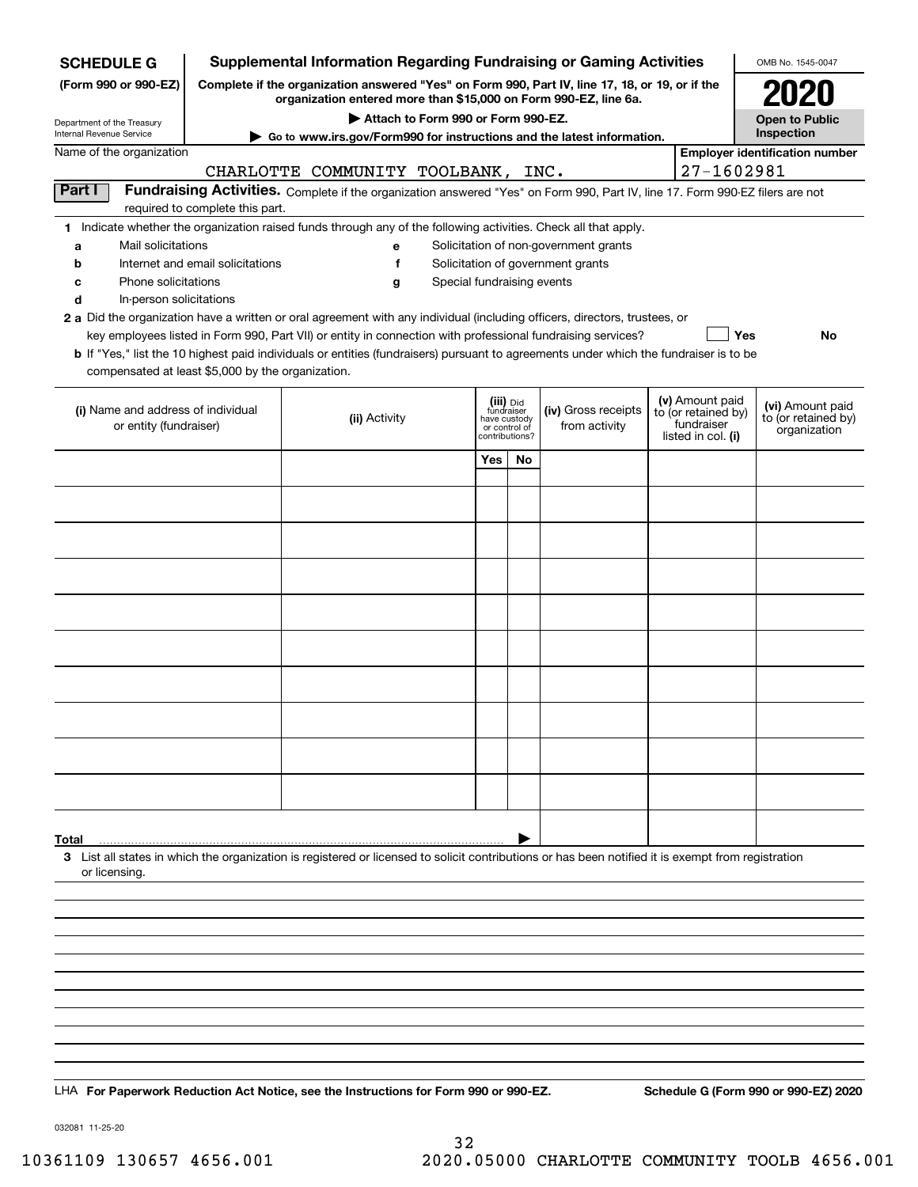**SCHEDULE G**
**(Form 990 or 990-EZ)**

Department of the Treasury
Internal Revenue Service

# Supplemental Information Regarding Fundraising or Gaming Activities

**Complete if the organization answered "Yes" on Form 990, Part IV, line 17, 18, or 19, or if the organization entered more than $15,000 on Form 990-EZ, line 6a.**

**▶ Attach to Form 990 or Form 990-EZ.**

**▶ Go to www.irs.gov/Form990 for instructions and the latest information.**

OMB No. 1545-0047

**2020**

**Open to Public Inspection**

Name of the organization: CHARLOTTE COMMUNITY TOOLBANK, INC.

Employer identification number: 27-1602981

## Part I Fundraising Activities.

Complete if the organization answered "Yes" on Form 990, Part IV, line 17. Form 990-EZ filers are not required to complete this part.

**1** Indicate whether the organization raised funds through any of the following activities. Check all that apply.

- **a** Mail solicitations
- **b** Internet and email solicitations
- **c** Phone solicitations
- **d** In-person solicitations
- **e** Solicitation of non-government grants
- **f** Solicitation of government grants
- **g** Special fundraising events

**2 a** Did the organization have a written or oral agreement with any individual (including officers, directors, trustees, or key employees listed in Form 990, Part VII) or entity in connection with professional fundraising services? ☐ Yes ☐ No

**b** If "Yes," list the 10 highest paid individuals or entities (fundraisers) pursuant to agreements under which the fundraiser is to be compensated at least $5,000 by the organization.

| (i) Name and address of individual or entity (fundraiser) | (ii) Activity | (iii) Did fundraiser have custody or control of contributions? Yes | No | (iv) Gross receipts from activity | (v) Amount paid to (or retained by) fundraiser listed in col. (i) | (vi) Amount paid to (or retained by) organization |
|---|---|---|---|---|---|---|
| | | | | | | |
| | | | | | | |
| | | | | | | |
| | | | | | | |
| | | | | | | |
| | | | | | | |
| | | | | | | |
| | | | | | | |
| | | | | | | |
| | | | | | | |
| **Total** ▶ | | | | | | |

**3** List all states in which the organization is registered or licensed to solicit contributions or has been notified it is exempt from registration or licensing.

LHA **For Paperwork Reduction Act Notice, see the Instructions for Form 990 or 990-EZ.** **Schedule G (Form 990 or 990-EZ) 2020**

032081 11-25-20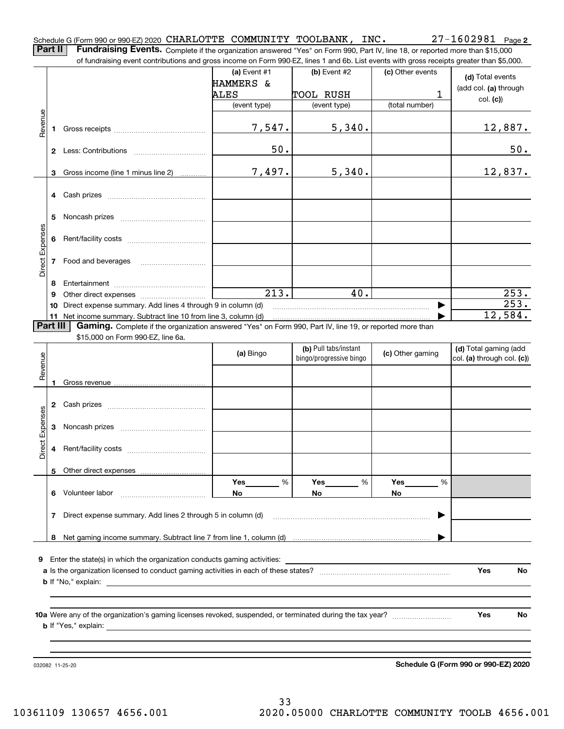Schedule G (Form 990 or 990-EZ) 2020 CHARLOTTE COMMUNITY TOOLBANK, INC. 27-1602981 Page **2**

**Part II** **Fundraising Events.** Complete if the organization answered "Yes" on Form 990, Part IV, line 18, or reported more than $15,000 of fundraising event contributions and gross income on Form 990-EZ, lines 1 and 6b. List events with gross receipts greater than $5,000.

| | | (a) Event #1 HAMMERS & ALES (event type) | (b) Event #2 TOOL RUSH (event type) | (c) Other events 1 (total number) | (d) Total events (add col. (a) through col. (c)) |
|---|---|---|---|---|---|
| Revenue | 1 Gross receipts | 7,547. | 5,340. | | 12,887. |
| | 2 Less: Contributions | 50. | | | 50. |
| | 3 Gross income (line 1 minus line 2) | 7,497. | 5,340. | | 12,837. |
| Direct Expenses | 4 Cash prizes | | | | |
| | 5 Noncash prizes | | | | |
| | 6 Rent/facility costs | | | | |
| | 7 Food and beverages | | | | |
| | 8 Entertainment | | | | |
| | 9 Other direct expenses | 213. | 40. | | 253. |
| | 10 Direct expense summary. Add lines 4 through 9 in column (d) | | | ▶ | 253. |
| | 11 Net income summary. Subtract line 10 from line 3, column (d) | | | ▶ | 12,584. |

**Part III** **Gaming.** Complete if the organization answered "Yes" on Form 990, Part IV, line 19, or reported more than $15,000 on Form 990-EZ, line 6a.

| | | (a) Bingo | (b) Pull tabs/instant bingo/progressive bingo | (c) Other gaming | (d) Total gaming (add col. (a) through col. (c)) |
|---|---|---|---|---|---|
| Revenue | 1 Gross revenue | | | | |
| Direct Expenses | 2 Cash prizes | | | | |
| | 3 Noncash prizes | | | | |
| | 4 Rent/facility costs | | | | |
| | 5 Other direct expenses | | | | |
| | 6 Volunteer labor | Yes ____ % No | Yes ____ % No | Yes ____ % No | |
| | 7 Direct expense summary. Add lines 2 through 5 in column (d) | | | ▶ | |
| | 8 Net gaming income summary. Subtract line 7 from line 1, column (d) | | | ▶ | |

**9** Enter the state(s) in which the organization conducts gaming activities: ____________

**a** Is the organization licensed to conduct gaming activities in each of these states? .......... Yes No

**b** If "No," explain: ____________

**10a** Were any of the organization's gaming licenses revoked, suspended, or terminated during the tax year? .......... Yes No

**b** If "Yes," explain: ____________

032082 11-25-20 **Schedule G (Form 990 or 990-EZ) 2020**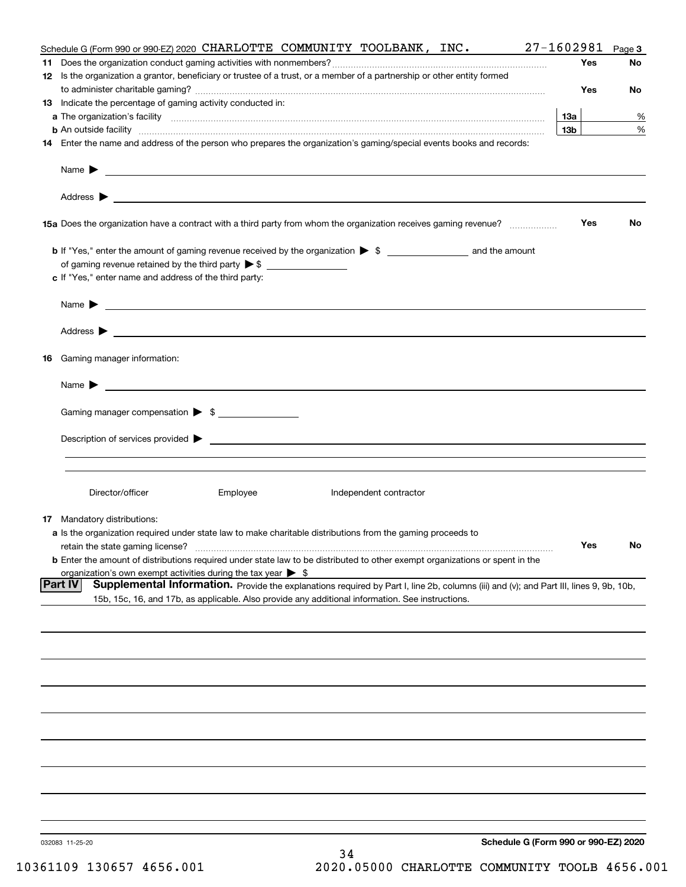Schedule G (Form 990 or 990-EZ) 2020 CHARLOTTE COMMUNITY TOOLBANK, INC. 27-1602981 Page 3

**11** Does the organization conduct gaming activities with nonmembers? .......... **Yes** **No**

**12** Is the organization a grantor, beneficiary or trustee of a trust, or a member of a partnership or other entity formed to administer charitable gaming? .......... **Yes** **No**

**13** Indicate the percentage of gaming activity conducted in:

**a** The organization's facility .......... **13a** %

**b** An outside facility .......... **13b** %

**14** Enter the name and address of the person who prepares the organization's gaming/special events books and records:

Name ▶

Address ▶

**15a** Does the organization have a contract with a third party from whom the organization receives gaming revenue? .......... **Yes** **No**

**b** If "Yes," enter the amount of gaming revenue received by the organization ▶ $ ______ and the amount of gaming revenue retained by the third party ▶ $ ______

**c** If "Yes," enter name and address of the third party:

Name ▶

Address ▶

**16** Gaming manager information:

Name ▶

Gaming manager compensation ▶ $

Description of services provided ▶

Director/officer     Employee     Independent contractor

**17** Mandatory distributions:

**a** Is the organization required under state law to make charitable distributions from the gaming proceeds to retain the state gaming license? .......... **Yes** **No**

**b** Enter the amount of distributions required under state law to be distributed to other exempt organizations or spent in the organization's own exempt activities during the tax year ▶ $

## Part IV Supplemental Information.

Provide the explanations required by Part I, line 2b, columns (iii) and (v); and Part III, lines 9, 9b, 10b, 15b, 15c, 16, and 17b, as applicable. Also provide any additional information. See instructions.

032083 11-25-20

**Schedule G (Form 990 or 990-EZ) 2020**

10361109 130657 4656.001 2020.05000 CHARLOTTE COMMUNITY TOOLB 4656.001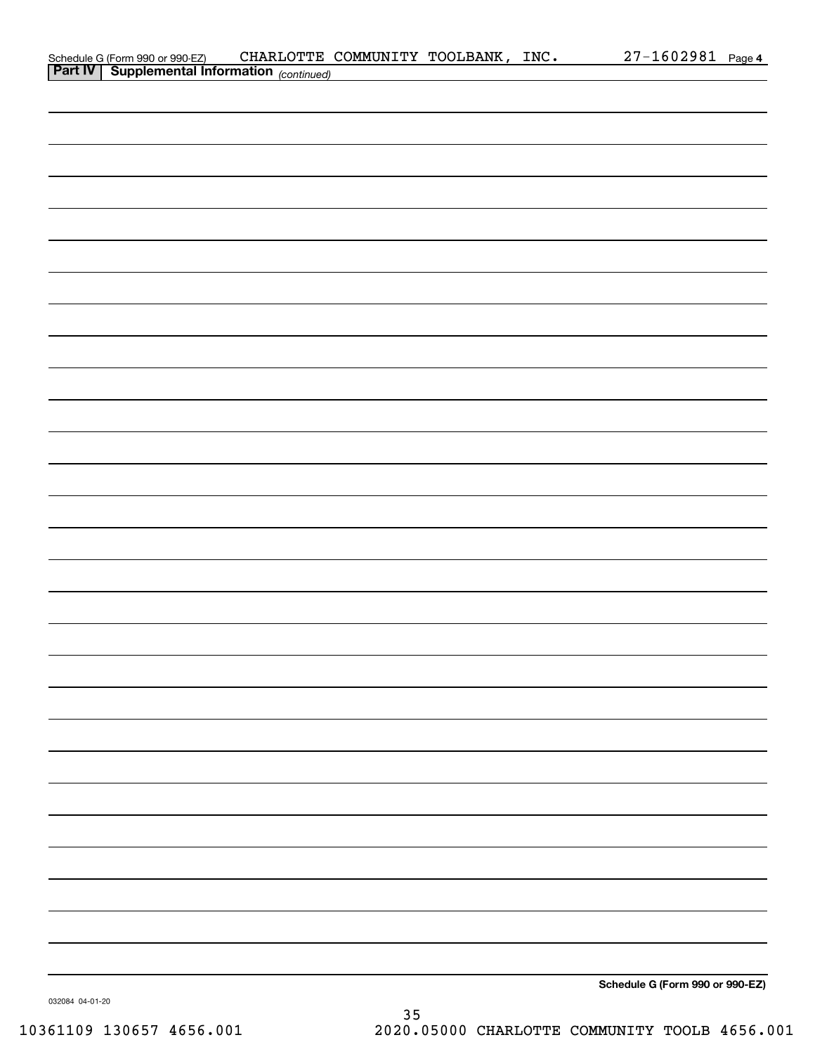Schedule G (Form 990 or 990-EZ) CHARLOTTE COMMUNITY TOOLBANK, INC. 27-1602981 Page 4

**Part IV | Supplemental Information** *(continued)*

**Schedule G (Form 990 or 990-EZ)**

032084 04-01-20

10361109 130657 4656.001 2020.05000 CHARLOTTE COMMUNITY TOOLB 4656.001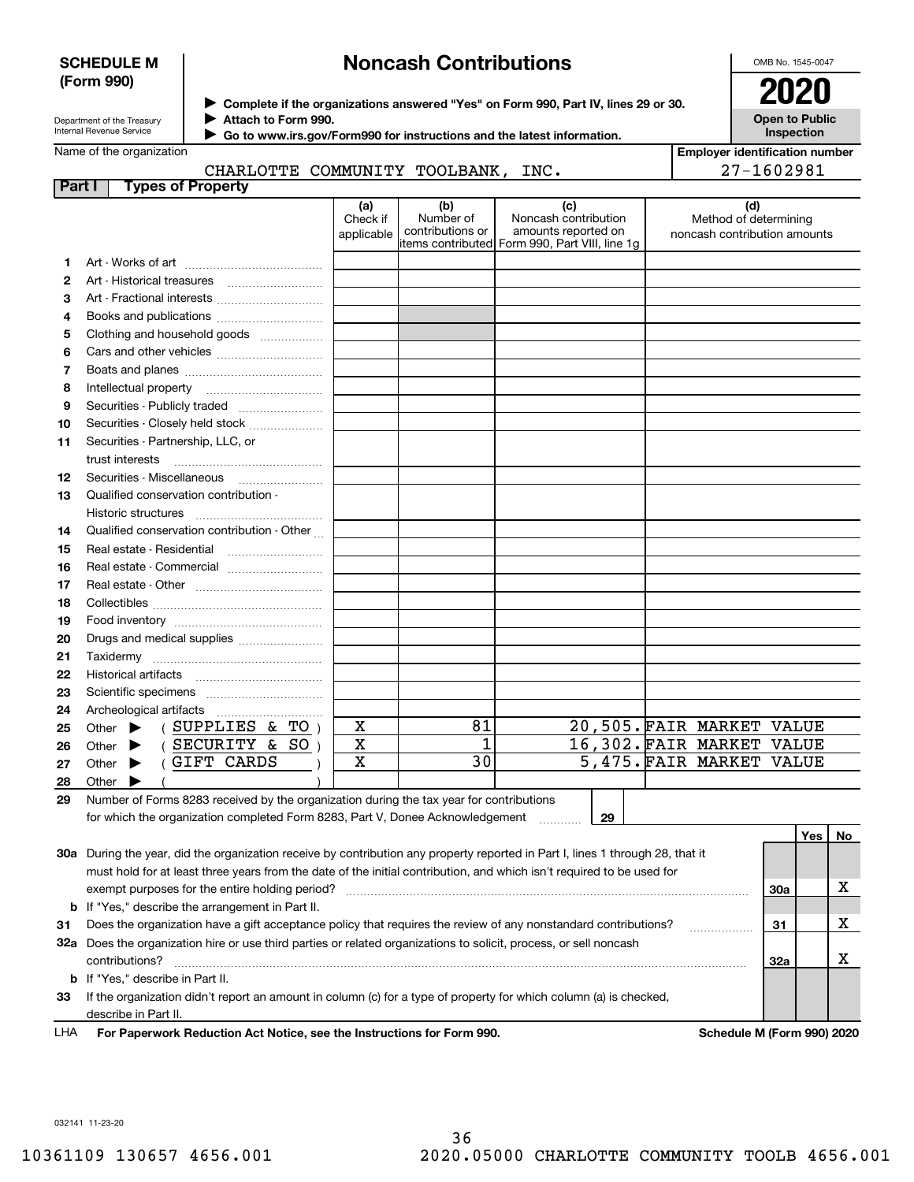**SCHEDULE M (Form 990)**

Department of the Treasury
Internal Revenue Service

# Noncash Contributions

▶ Complete if the organizations answered "Yes" on Form 990, Part IV, lines 29 or 30.
▶ Attach to Form 990.
▶ Go to www.irs.gov/Form990 for instructions and the latest information.

OMB No. 1545-0047

**2020**

**Open to Public Inspection**

Name of the organization: CHARLOTTE COMMUNITY TOOLBANK, INC.

Employer identification number: 27-1602981

**Part I — Types of Property**

| | | (a) Check if applicable | (b) Number of contributions or items contributed | (c) Noncash contribution amounts reported on Form 990, Part VIII, line 1g | (d) Method of determining noncash contribution amounts |
|---|---|---|---|---|---|
| 1 | Art - Works of art | | | | |
| 2 | Art - Historical treasures | | | | |
| 3 | Art - Fractional interests | | | | |
| 4 | Books and publications | | | | |
| 5 | Clothing and household goods | | | | |
| 6 | Cars and other vehicles | | | | |
| 7 | Boats and planes | | | | |
| 8 | Intellectual property | | | | |
| 9 | Securities - Publicly traded | | | | |
| 10 | Securities - Closely held stock | | | | |
| 11 | Securities - Partnership, LLC, or trust interests | | | | |
| 12 | Securities - Miscellaneous | | | | |
| 13 | Qualified conservation contribution - Historic structures | | | | |
| 14 | Qualified conservation contribution - Other | | | | |
| 15 | Real estate - Residential | | | | |
| 16 | Real estate - Commercial | | | | |
| 17 | Real estate - Other | | | | |
| 18 | Collectibles | | | | |
| 19 | Food inventory | | | | |
| 20 | Drugs and medical supplies | | | | |
| 21 | Taxidermy | | | | |
| 22 | Historical artifacts | | | | |
| 23 | Scientific specimens | | | | |
| 24 | Archeological artifacts | | | | |
| 25 | Other ▶ ( SUPPLIES & TO ) | X | 81 | 20,505. | FAIR MARKET VALUE |
| 26 | Other ▶ ( SECURITY & SO ) | X | 1 | 16,302. | FAIR MARKET VALUE |
| 27 | Other ▶ ( GIFT CARDS ) | X | 30 | 5,475. | FAIR MARKET VALUE |
| 28 | Other ▶ ( ) | | | | |

29 Number of Forms 8283 received by the organization during the tax year for contributions for which the organization completed Form 8283, Part V, Donee Acknowledgement ..... 29

| | | | Yes | No |
|---|---|---|---|---|
| 30a | During the year, did the organization receive by contribution any property reported in Part I, lines 1 through 28, that it must hold for at least three years from the date of the initial contribution, and which isn't required to be used for exempt purposes for the entire holding period? | 30a | | X |
| b | If "Yes," describe the arrangement in Part II. | | | |
| 31 | Does the organization have a gift acceptance policy that requires the review of any nonstandard contributions? | 31 | | X |
| 32a | Does the organization hire or use third parties or related organizations to solicit, process, or sell noncash contributions? | 32a | | X |
| b | If "Yes," describe in Part II. | | | |
| 33 | If the organization didn't report an amount in column (c) for a type of property for which column (a) is checked, describe in Part II. | | | |

LHA For Paperwork Reduction Act Notice, see the Instructions for Form 990. Schedule M (Form 990) 2020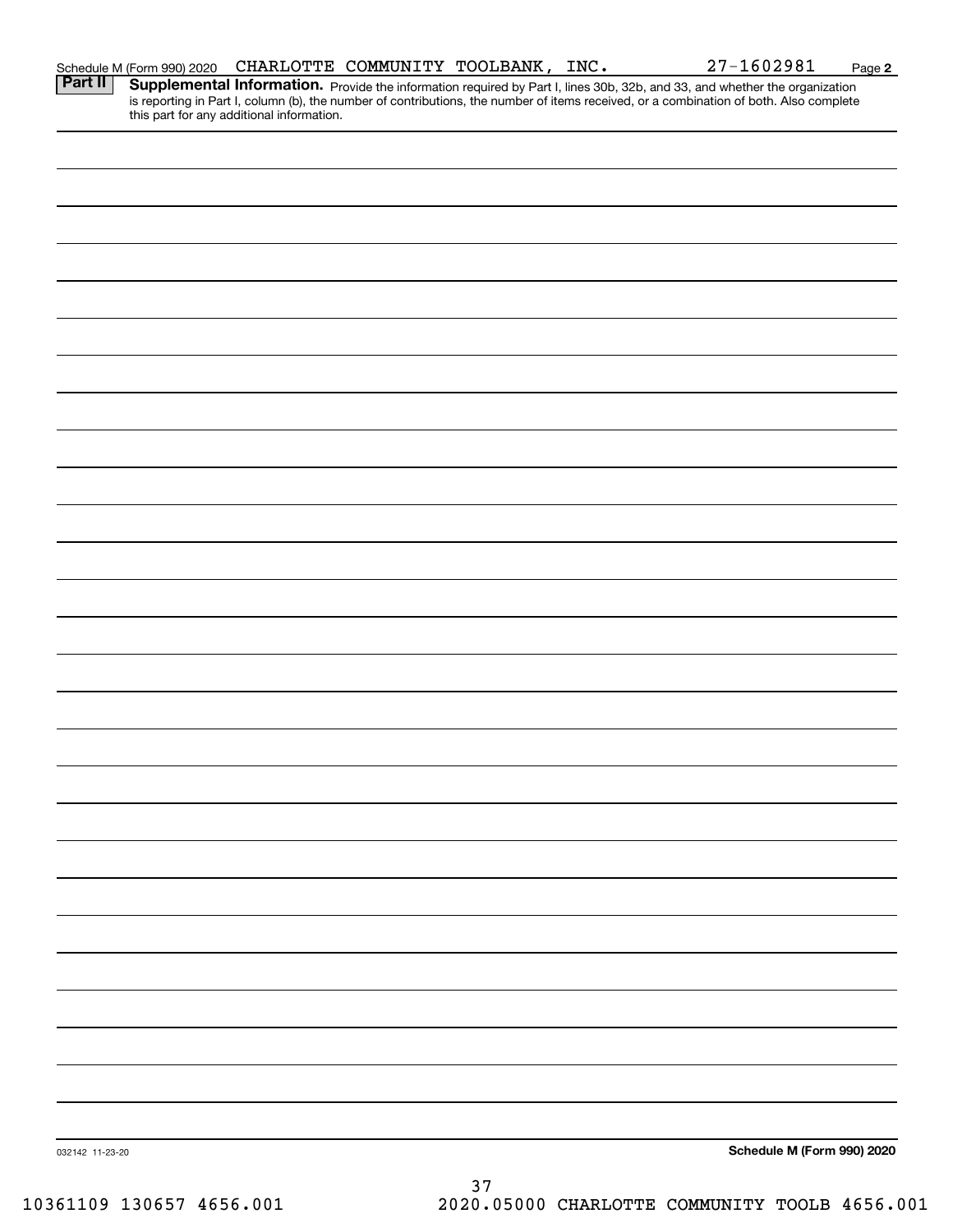Schedule M (Form 990) 2020 CHARLOTTE COMMUNITY TOOLBANK, INC. 27-1602981 Page **2**

**Part II** **Supplemental Information.** Provide the information required by Part I, lines 30b, 32b, and 33, and whether the organization is reporting in Part I, column (b), the number of contributions, the number of items received, or a combination of both. Also complete this part for any additional information.

032142 11-23-20 **Schedule M (Form 990) 2020**

10361109 130657 4656.001 2020.05000 CHARLOTTE COMMUNITY TOOLB 4656.001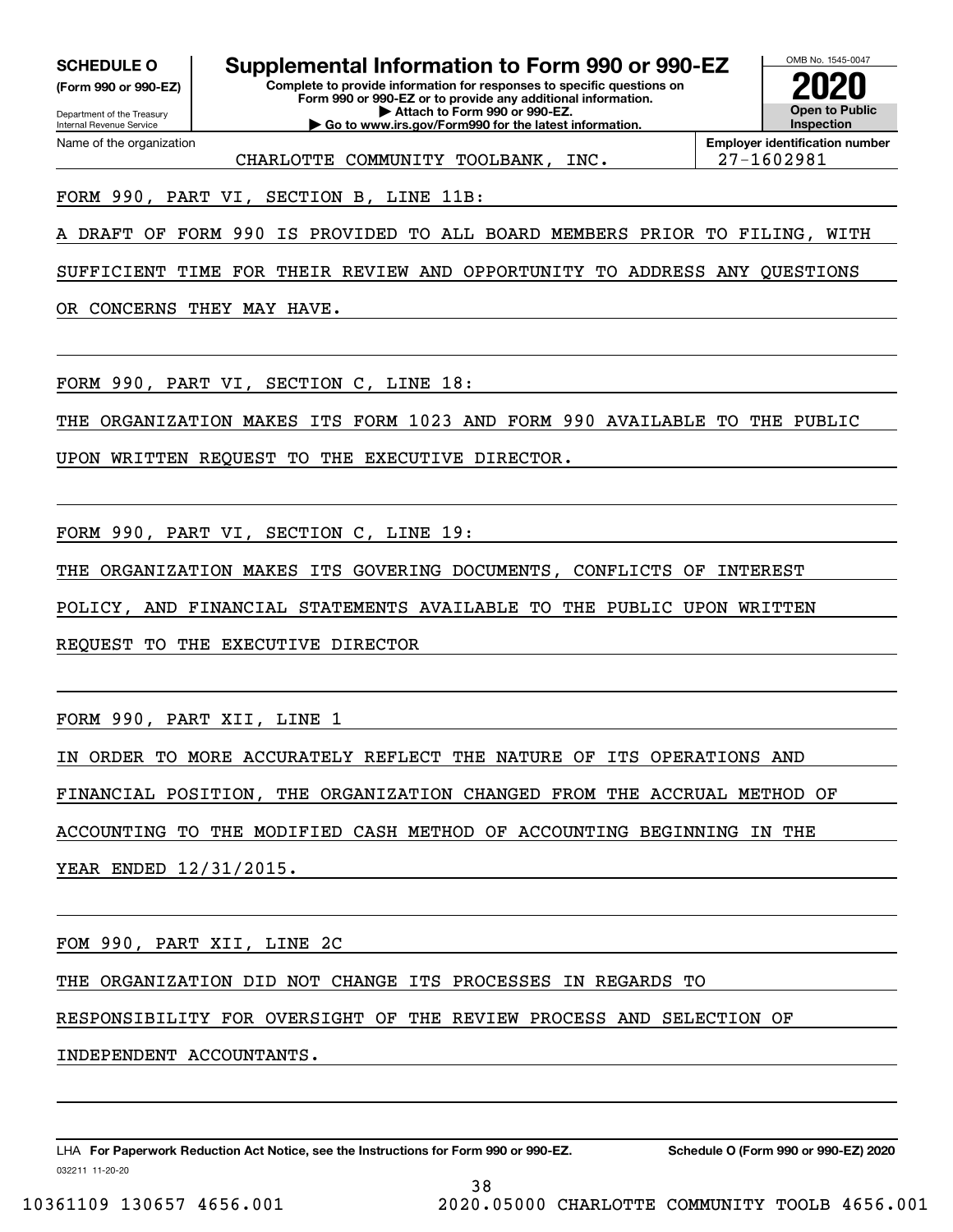**SCHEDULE O**
**(Form 990 or 990-EZ)**

Department of the Treasury
Internal Revenue Service

# Supplemental Information to Form 990 or 990-EZ

**Complete to provide information for responses to specific questions on Form 990 or 990-EZ or to provide any additional information.**
**▶ Attach to Form 990 or 990-EZ.**
**▶ Go to www.irs.gov/Form990 for the latest information.**

OMB No. 1545-0047
**2020**
**Open to Public Inspection**

Name of the organization: CHARLOTTE COMMUNITY TOOLBANK, INC.
**Employer identification number**: 27-1602981

FORM 990, PART VI, SECTION B, LINE 11B:

A DRAFT OF FORM 990 IS PROVIDED TO ALL BOARD MEMBERS PRIOR TO FILING, WITH SUFFICIENT TIME FOR THEIR REVIEW AND OPPORTUNITY TO ADDRESS ANY QUESTIONS OR CONCERNS THEY MAY HAVE.

FORM 990, PART VI, SECTION C, LINE 18:

THE ORGANIZATION MAKES ITS FORM 1023 AND FORM 990 AVAILABLE TO THE PUBLIC UPON WRITTEN REQUEST TO THE EXECUTIVE DIRECTOR.

FORM 990, PART VI, SECTION C, LINE 19:

THE ORGANIZATION MAKES ITS GOVERING DOCUMENTS, CONFLICTS OF INTEREST POLICY, AND FINANCIAL STATEMENTS AVAILABLE TO THE PUBLIC UPON WRITTEN REQUEST TO THE EXECUTIVE DIRECTOR

FORM 990, PART XII, LINE 1

IN ORDER TO MORE ACCURATELY REFLECT THE NATURE OF ITS OPERATIONS AND FINANCIAL POSITION, THE ORGANIZATION CHANGED FROM THE ACCRUAL METHOD OF ACCOUNTING TO THE MODIFIED CASH METHOD OF ACCOUNTING BEGINNING IN THE YEAR ENDED 12/31/2015.

FOM 990, PART XII, LINE 2C

THE ORGANIZATION DID NOT CHANGE ITS PROCESSES IN REGARDS TO RESPONSIBILITY FOR OVERSIGHT OF THE REVIEW PROCESS AND SELECTION OF INDEPENDENT ACCOUNTANTS.

LHA **For Paperwork Reduction Act Notice, see the Instructions for Form 990 or 990-EZ.** **Schedule O (Form 990 or 990-EZ) 2020**

032211 11-20-20

10361109 130657 4656.001 2020.05000 CHARLOTTE COMMUNITY TOOLB 4656.001